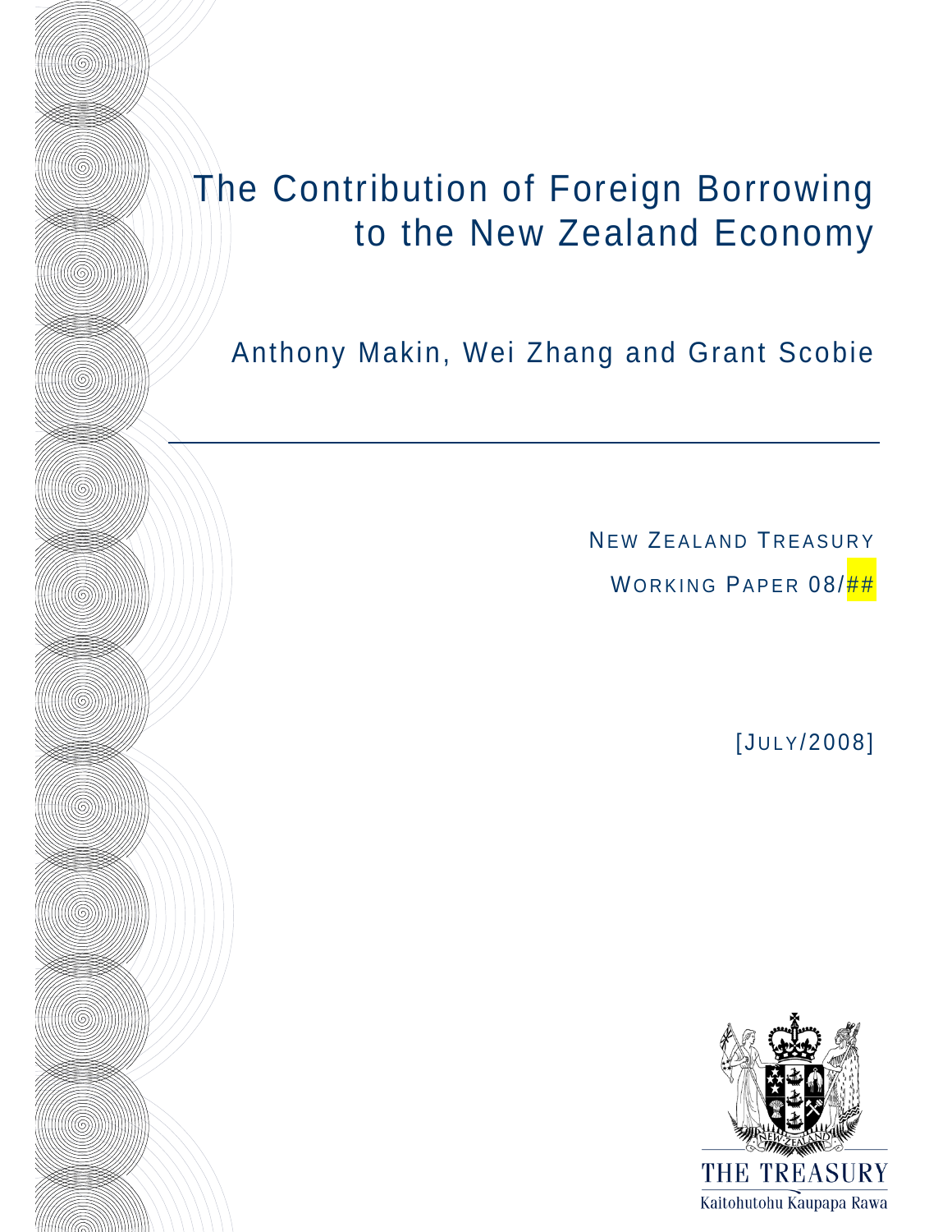# The Contribution of Foreign Borrowing to the New Zealand Economy

Anthony Makin, Wei Zhang and Grant Scobie

NEW ZEALAND TREASURY

WORKING PAPER 08/##

[JULY/2008]

THE TREASURY

Kaitohutohu Kaupapa Rawa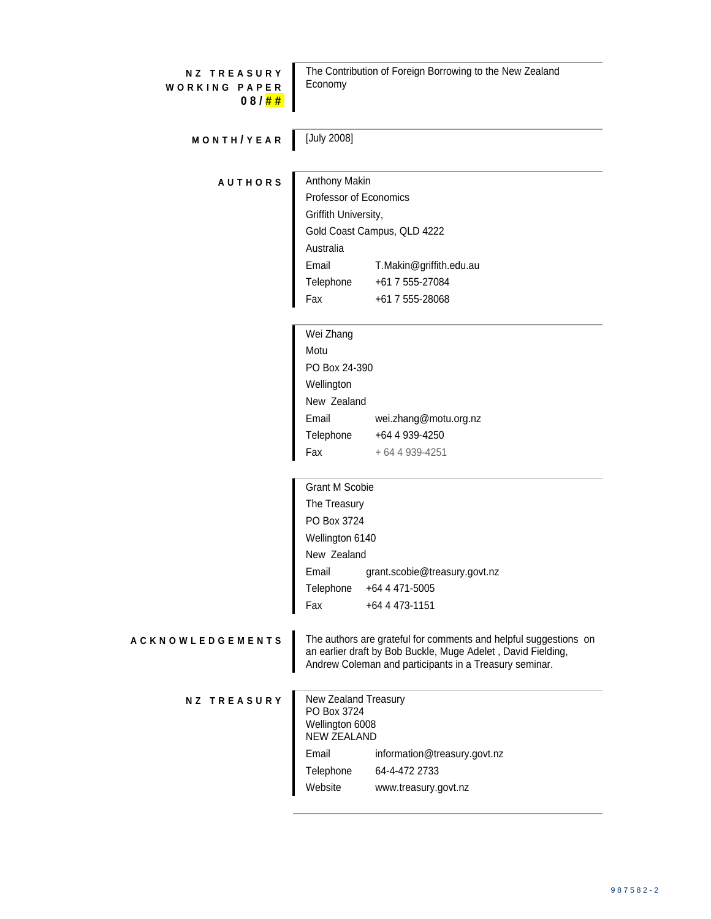**NZ TREASURY WORKING PAPER 08/##**

The Contribution of Foreign Borrowing to the New Zealand Economy

**MONTH/YEAR**

[July 2008]

**AUTHORS**

Anthony Makin
Professor of Economics
Griffith University,
Gold Coast Campus, QLD 4222
Australia

| | |
|---|---|
| Email | T.Makin@griffith.edu.au |
| Telephone | +61 7 555-27084 |
| Fax | +61 7 555-28068 |

Wei Zhang
Motu
PO Box 24-390
Wellington
New Zealand

| | |
|---|---|
| Email | wei.zhang@motu.org.nz |
| Telephone | +64 4 939-4250 |
| Fax | + 64 4 939-4251 |

Grant M Scobie
The Treasury
PO Box 3724
Wellington 6140
New Zealand

| | |
|---|---|
| Email | grant.scobie@treasury.govt.nz |
| Telephone | +64 4 471-5005 |
| Fax | +64 4 473-1151 |

**ACKNOWLEDGEMENTS**

The authors are grateful for comments and helpful suggestions on an earlier draft by Bob Buckle, Muge Adelet , David Fielding, Andrew Coleman and participants in a Treasury seminar.

**NZ TREASURY**

New Zealand Treasury
PO Box 3724
Wellington 6008
NEW ZEALAND

| | |
|---|---|
| Email | information@treasury.govt.nz |
| Telephone | 64-4-472 2733 |
| Website | www.treasury.govt.nz |

987582-2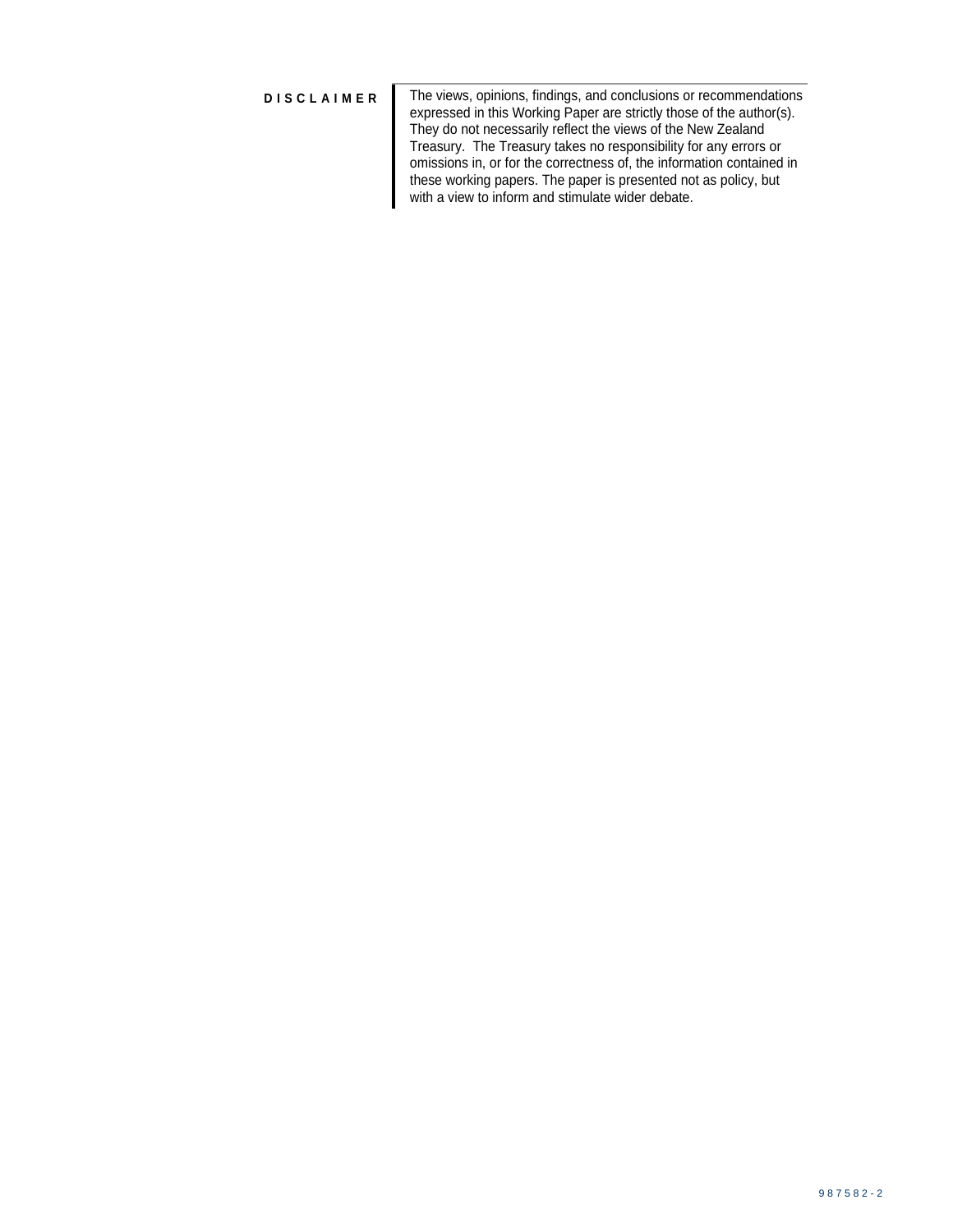**DISCLAIMER**

The views, opinions, findings, and conclusions or recommendations expressed in this Working Paper are strictly those of the author(s). They do not necessarily reflect the views of the New Zealand Treasury. The Treasury takes no responsibility for any errors or omissions in, or for the correctness of, the information contained in these working papers. The paper is presented not as policy, but with a view to inform and stimulate wider debate.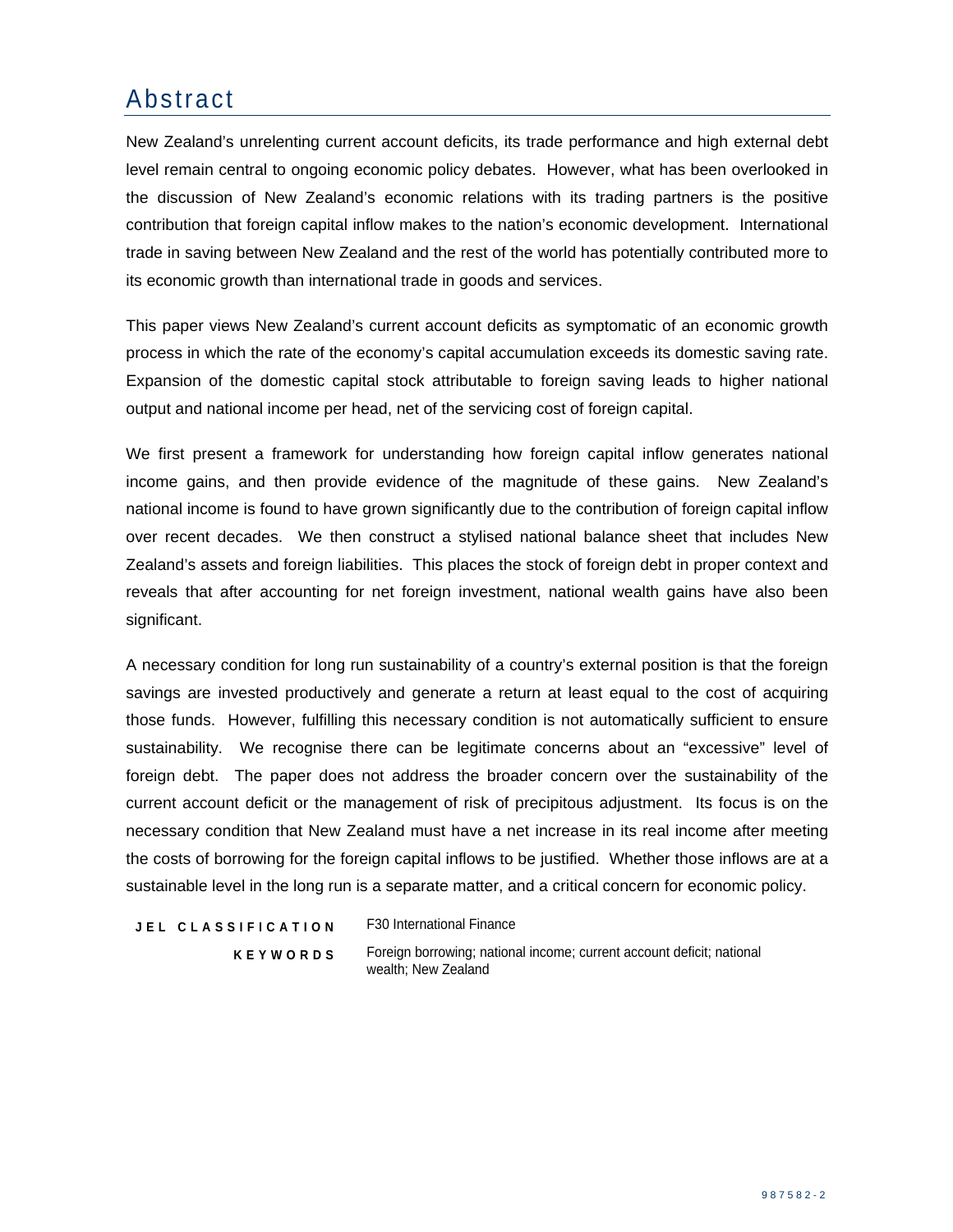# Abstract

New Zealand's unrelenting current account deficits, its trade performance and high external debt level remain central to ongoing economic policy debates. However, what has been overlooked in the discussion of New Zealand's economic relations with its trading partners is the positive contribution that foreign capital inflow makes to the nation's economic development. International trade in saving between New Zealand and the rest of the world has potentially contributed more to its economic growth than international trade in goods and services.

This paper views New Zealand's current account deficits as symptomatic of an economic growth process in which the rate of the economy's capital accumulation exceeds its domestic saving rate. Expansion of the domestic capital stock attributable to foreign saving leads to higher national output and national income per head, net of the servicing cost of foreign capital.

We first present a framework for understanding how foreign capital inflow generates national income gains, and then provide evidence of the magnitude of these gains. New Zealand's national income is found to have grown significantly due to the contribution of foreign capital inflow over recent decades. We then construct a stylised national balance sheet that includes New Zealand's assets and foreign liabilities. This places the stock of foreign debt in proper context and reveals that after accounting for net foreign investment, national wealth gains have also been significant.

A necessary condition for long run sustainability of a country's external position is that the foreign savings are invested productively and generate a return at least equal to the cost of acquiring those funds. However, fulfilling this necessary condition is not automatically sufficient to ensure sustainability. We recognise there can be legitimate concerns about an "excessive" level of foreign debt. The paper does not address the broader concern over the sustainability of the current account deficit or the management of risk of precipitous adjustment. Its focus is on the necessary condition that New Zealand must have a net increase in its real income after meeting the costs of borrowing for the foreign capital inflows to be justified. Whether those inflows are at a sustainable level in the long run is a separate matter, and a critical concern for economic policy.

**JEL CLASSIFICATION** F30 International Finance

**KEYWORDS** Foreign borrowing; national income; current account deficit; national wealth; New Zealand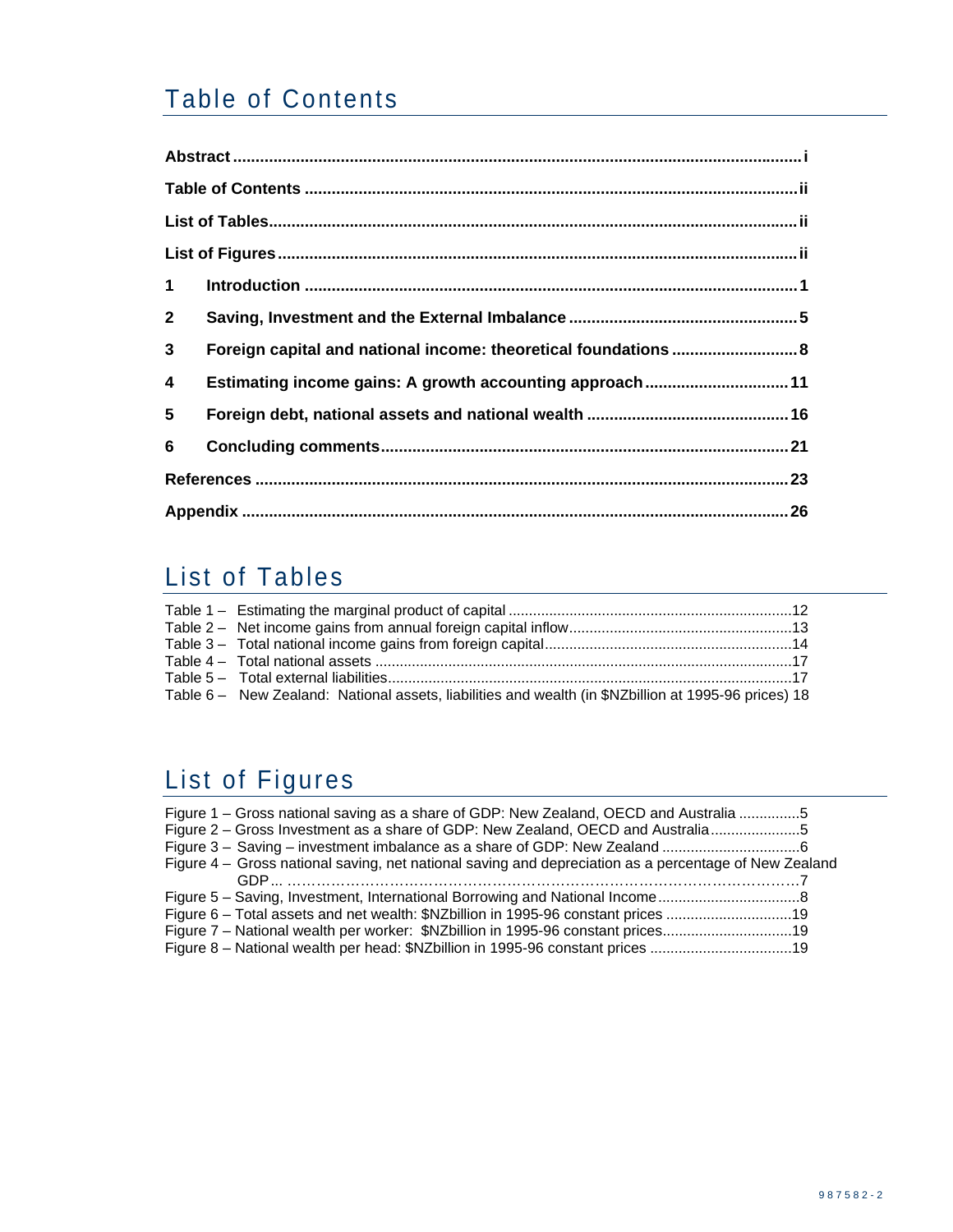# Table of Contents

**Abstract** ............................................................................................................................ i

**Table of Contents** ............................................................................................................ ii

**List of Tables** .................................................................................................................... ii

**List of Figures** .................................................................................................................. ii

**1 Introduction** ............................................................................................................ 1

**2 Saving, Investment and the External Imbalance** ................................................... 5

**3 Foreign capital and national income: theoretical foundations** ............................ 8

**4 Estimating income gains: A growth accounting approach** ................................ 11

**5 Foreign debt, national assets and national wealth** ............................................ 16

**6 Concluding comments** .......................................................................................... 21

**References** ....................................................................................................................... 23

**Appendix** ......................................................................................................................... 26

# List of Tables

Table 1 – Estimating the marginal product of capital ....................................................................12
Table 2 – Net income gains from annual foreign capital inflow......................................................13
Table 3 – Total national income gains from foreign capital............................................................14
Table 4 – Total national assets .....................................................................................................17
Table 5 – Total external liabilities..................................................................................................17
Table 6 – New Zealand: National assets, liabilities and wealth (in $NZbillion at 1995-96 prices) 18

# List of Figures

Figure 1 – Gross national saving as a share of GDP: New Zealand, OECD and Australia ...............5
Figure 2 – Gross Investment as a share of GDP: New Zealand, OECD and Australia......................5
Figure 3 – Saving – investment imbalance as a share of GDP: New Zealand .................................6
Figure 4 – Gross national saving, net national saving and depreciation as a percentage of New Zealand GDP... ……………………………………………………………………………………7
Figure 5 – Saving, Investment, International Borrowing and National Income..................................8
Figure 6 – Total assets and net wealth: $NZbillion in 1995-96 constant prices ...............................19
Figure 7 – National wealth per worker: $NZbillion in 1995-96 constant prices................................19
Figure 8 – National wealth per head: $NZbillion in 1995-96 constant prices ..................................19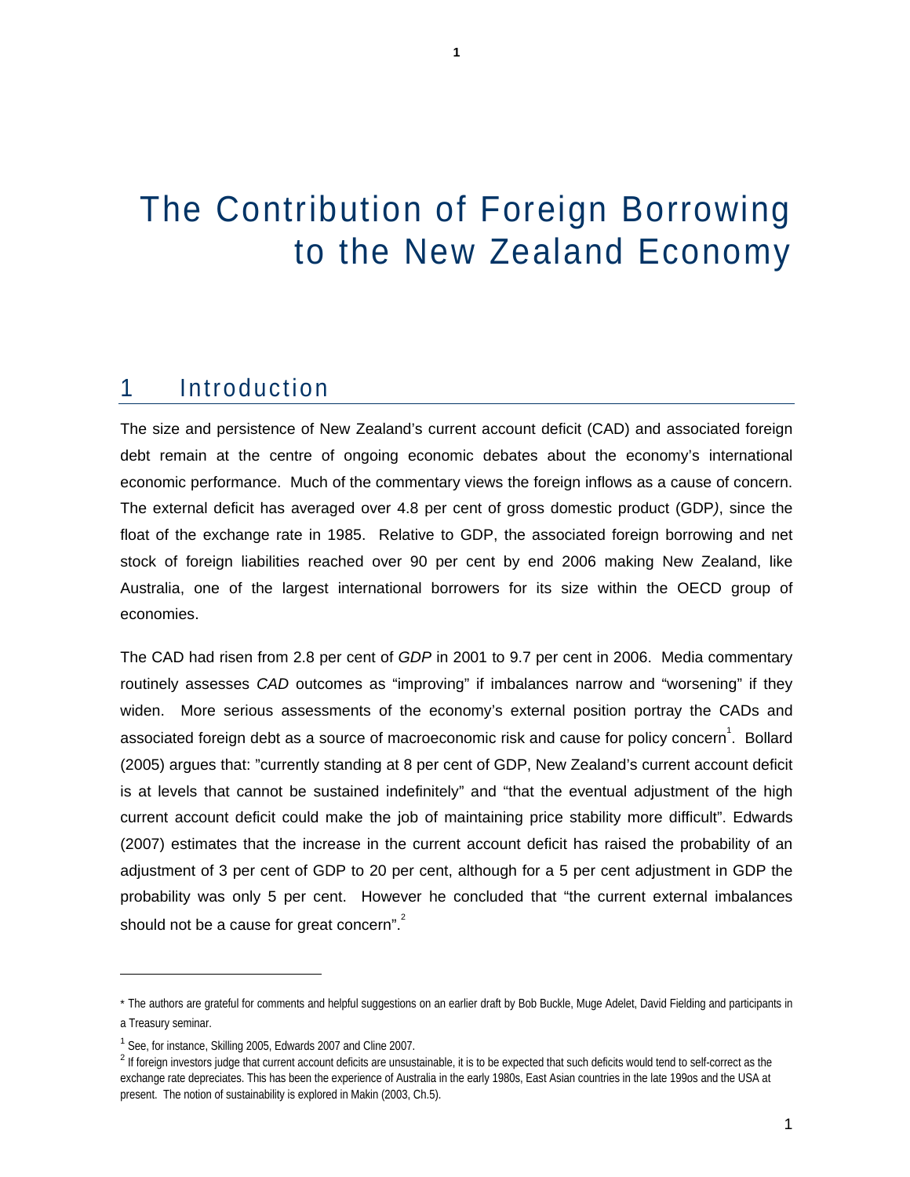# The Contribution of Foreign Borrowing to the New Zealand Economy

## 1 Introduction

The size and persistence of New Zealand's current account deficit (CAD) and associated foreign debt remain at the centre of ongoing economic debates about the economy's international economic performance. Much of the commentary views the foreign inflows as a cause of concern. The external deficit has averaged over 4.8 per cent of gross domestic product (GDP*)*, since the float of the exchange rate in 1985. Relative to GDP, the associated foreign borrowing and net stock of foreign liabilities reached over 90 per cent by end 2006 making New Zealand, like Australia, one of the largest international borrowers for its size within the OECD group of economies.

The CAD had risen from 2.8 per cent of *GDP* in 2001 to 9.7 per cent in 2006. Media commentary routinely assesses *CAD* outcomes as "improving" if imbalances narrow and "worsening" if they widen. More serious assessments of the economy's external position portray the CADs and associated foreign debt as a source of macroeconomic risk and cause for policy concern[1]. Bollard (2005) argues that: "currently standing at 8 per cent of GDP, New Zealand's current account deficit is at levels that cannot be sustained indefinitely" and "that the eventual adjustment of the high current account deficit could make the job of maintaining price stability more difficult". Edwards (2007) estimates that the increase in the current account deficit has raised the probability of an adjustment of 3 per cent of GDP to 20 per cent, although for a 5 per cent adjustment in GDP the probability was only 5 per cent. However he concluded that "the current external imbalances should not be a cause for great concern".[2]

---

\* The authors are grateful for comments and helpful suggestions on an earlier draft by Bob Buckle, Muge Adelet, David Fielding and participants in a Treasury seminar.

[1] See, for instance, Skilling 2005, Edwards 2007 and Cline 2007.

[2] If foreign investors judge that current account deficits are unsustainable, it is to be expected that such deficits would tend to self-correct as the exchange rate depreciates. This has been the experience of Australia in the early 1980s, East Asian countries in the late 199os and the USA at present. The notion of sustainability is explored in Makin (2003, Ch.5).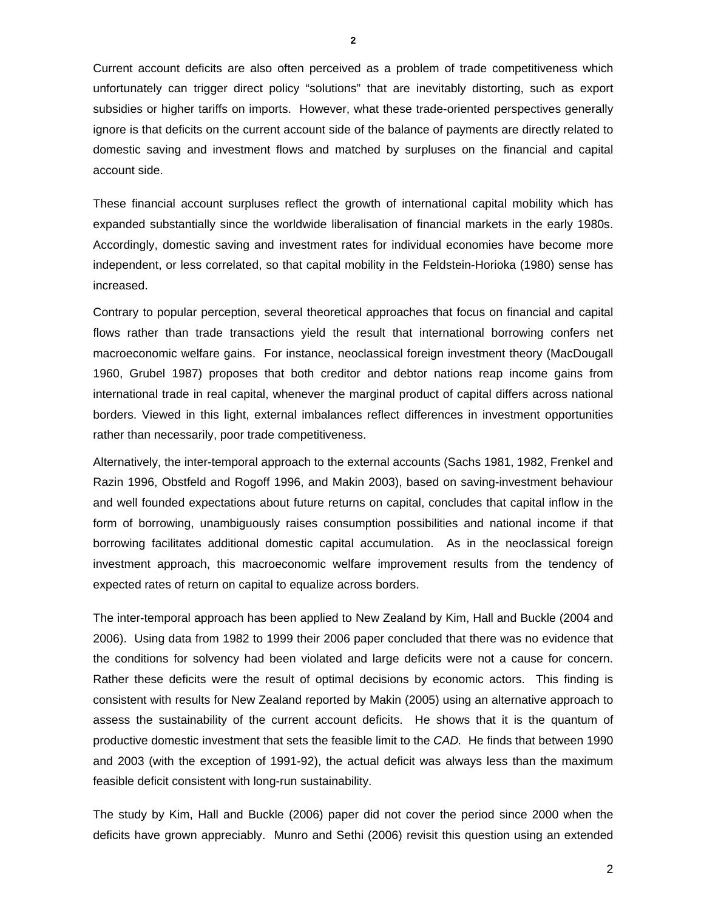Current account deficits are also often perceived as a problem of trade competitiveness which unfortunately can trigger direct policy "solutions" that are inevitably distorting, such as export subsidies or higher tariffs on imports. However, what these trade-oriented perspectives generally ignore is that deficits on the current account side of the balance of payments are directly related to domestic saving and investment flows and matched by surpluses on the financial and capital account side.

These financial account surpluses reflect the growth of international capital mobility which has expanded substantially since the worldwide liberalisation of financial markets in the early 1980s. Accordingly, domestic saving and investment rates for individual economies have become more independent, or less correlated, so that capital mobility in the Feldstein-Horioka (1980) sense has increased.

Contrary to popular perception, several theoretical approaches that focus on financial and capital flows rather than trade transactions yield the result that international borrowing confers net macroeconomic welfare gains. For instance, neoclassical foreign investment theory (MacDougall 1960, Grubel 1987) proposes that both creditor and debtor nations reap income gains from international trade in real capital, whenever the marginal product of capital differs across national borders. Viewed in this light, external imbalances reflect differences in investment opportunities rather than necessarily, poor trade competitiveness.

Alternatively, the inter-temporal approach to the external accounts (Sachs 1981, 1982, Frenkel and Razin 1996, Obstfeld and Rogoff 1996, and Makin 2003), based on saving-investment behaviour and well founded expectations about future returns on capital, concludes that capital inflow in the form of borrowing, unambiguously raises consumption possibilities and national income if that borrowing facilitates additional domestic capital accumulation. As in the neoclassical foreign investment approach, this macroeconomic welfare improvement results from the tendency of expected rates of return on capital to equalize across borders.

The inter-temporal approach has been applied to New Zealand by Kim, Hall and Buckle (2004 and 2006). Using data from 1982 to 1999 their 2006 paper concluded that there was no evidence that the conditions for solvency had been violated and large deficits were not a cause for concern. Rather these deficits were the result of optimal decisions by economic actors. This finding is consistent with results for New Zealand reported by Makin (2005) using an alternative approach to assess the sustainability of the current account deficits. He shows that it is the quantum of productive domestic investment that sets the feasible limit to the *CAD.* He finds that between 1990 and 2003 (with the exception of 1991-92), the actual deficit was always less than the maximum feasible deficit consistent with long-run sustainability.

The study by Kim, Hall and Buckle (2006) paper did not cover the period since 2000 when the deficits have grown appreciably. Munro and Sethi (2006) revisit this question using an extended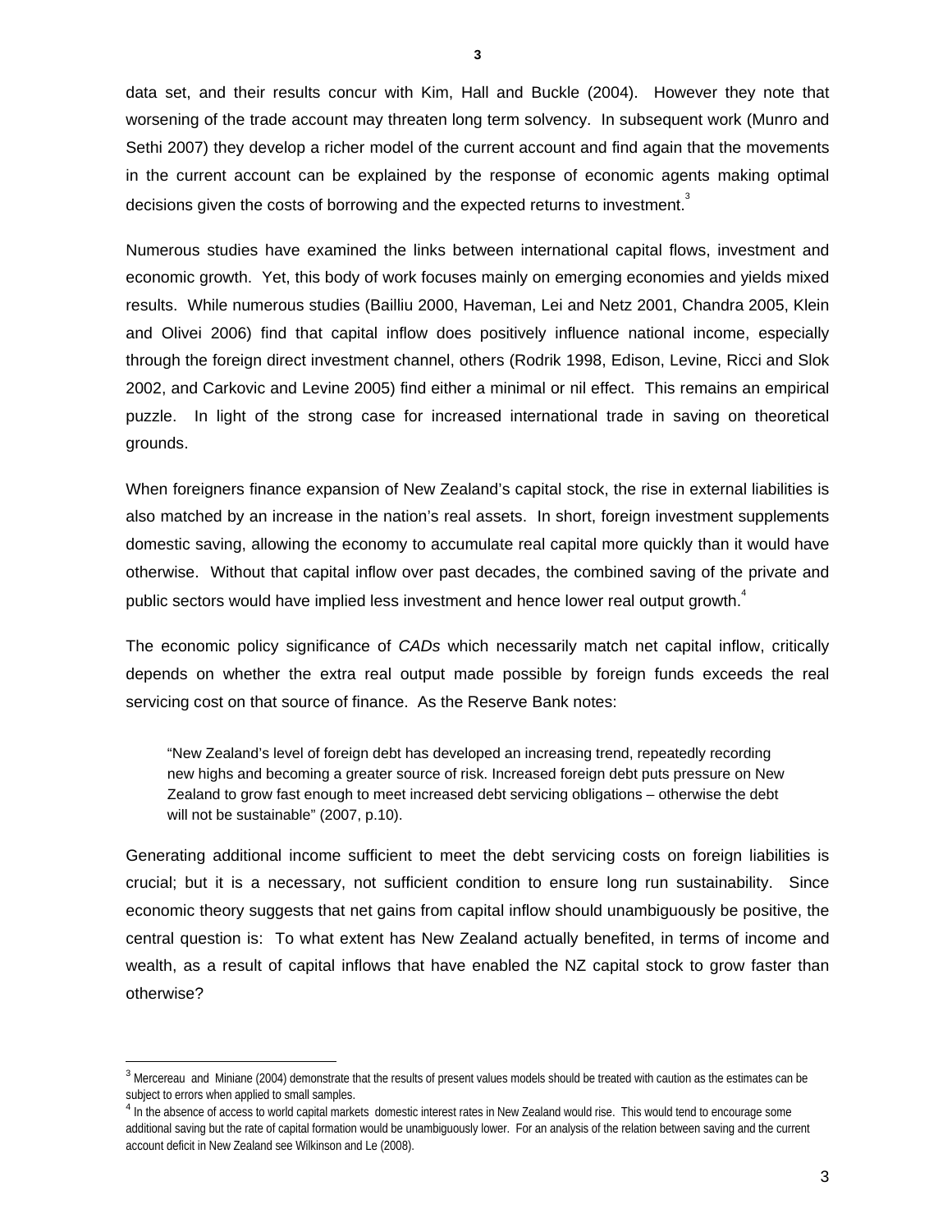data set, and their results concur with Kim, Hall and Buckle (2004). However they note that worsening of the trade account may threaten long term solvency. In subsequent work (Munro and Sethi 2007) they develop a richer model of the current account and find again that the movements in the current account can be explained by the response of economic agents making optimal decisions given the costs of borrowing and the expected returns to investment.[3]

Numerous studies have examined the links between international capital flows, investment and economic growth. Yet, this body of work focuses mainly on emerging economies and yields mixed results. While numerous studies (Bailliu 2000, Haveman, Lei and Netz 2001, Chandra 2005, Klein and Olivei 2006) find that capital inflow does positively influence national income, especially through the foreign direct investment channel, others (Rodrik 1998, Edison, Levine, Ricci and Slok 2002, and Carkovic and Levine 2005) find either a minimal or nil effect. This remains an empirical puzzle. In light of the strong case for increased international trade in saving on theoretical grounds.

When foreigners finance expansion of New Zealand's capital stock, the rise in external liabilities is also matched by an increase in the nation's real assets. In short, foreign investment supplements domestic saving, allowing the economy to accumulate real capital more quickly than it would have otherwise. Without that capital inflow over past decades, the combined saving of the private and public sectors would have implied less investment and hence lower real output growth.[4]

The economic policy significance of *CADs* which necessarily match net capital inflow, critically depends on whether the extra real output made possible by foreign funds exceeds the real servicing cost on that source of finance. As the Reserve Bank notes:

> "New Zealand's level of foreign debt has developed an increasing trend, repeatedly recording new highs and becoming a greater source of risk. Increased foreign debt puts pressure on New Zealand to grow fast enough to meet increased debt servicing obligations – otherwise the debt will not be sustainable" (2007, p.10).

Generating additional income sufficient to meet the debt servicing costs on foreign liabilities is crucial; but it is a necessary, not sufficient condition to ensure long run sustainability. Since economic theory suggests that net gains from capital inflow should unambiguously be positive, the central question is: To what extent has New Zealand actually benefited, in terms of income and wealth, as a result of capital inflows that have enabled the NZ capital stock to grow faster than otherwise?

---

[3] Mercereau and Miniane (2004) demonstrate that the results of present values models should be treated with caution as the estimates can be subject to errors when applied to small samples.

[4] In the absence of access to world capital markets domestic interest rates in New Zealand would rise. This would tend to encourage some additional saving but the rate of capital formation would be unambiguously lower. For an analysis of the relation between saving and the current account deficit in New Zealand see Wilkinson and Le (2008).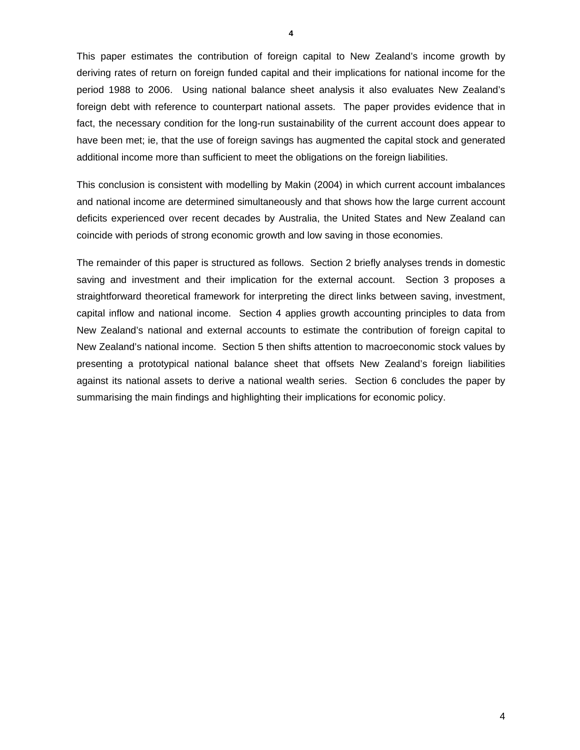This paper estimates the contribution of foreign capital to New Zealand's income growth by deriving rates of return on foreign funded capital and their implications for national income for the period 1988 to 2006. Using national balance sheet analysis it also evaluates New Zealand's foreign debt with reference to counterpart national assets. The paper provides evidence that in fact, the necessary condition for the long-run sustainability of the current account does appear to have been met; ie, that the use of foreign savings has augmented the capital stock and generated additional income more than sufficient to meet the obligations on the foreign liabilities.

This conclusion is consistent with modelling by Makin (2004) in which current account imbalances and national income are determined simultaneously and that shows how the large current account deficits experienced over recent decades by Australia, the United States and New Zealand can coincide with periods of strong economic growth and low saving in those economies.

The remainder of this paper is structured as follows. Section 2 briefly analyses trends in domestic saving and investment and their implication for the external account. Section 3 proposes a straightforward theoretical framework for interpreting the direct links between saving, investment, capital inflow and national income. Section 4 applies growth accounting principles to data from New Zealand's national and external accounts to estimate the contribution of foreign capital to New Zealand's national income. Section 5 then shifts attention to macroeconomic stock values by presenting a prototypical national balance sheet that offsets New Zealand's foreign liabilities against its national assets to derive a national wealth series. Section 6 concludes the paper by summarising the main findings and highlighting their implications for economic policy.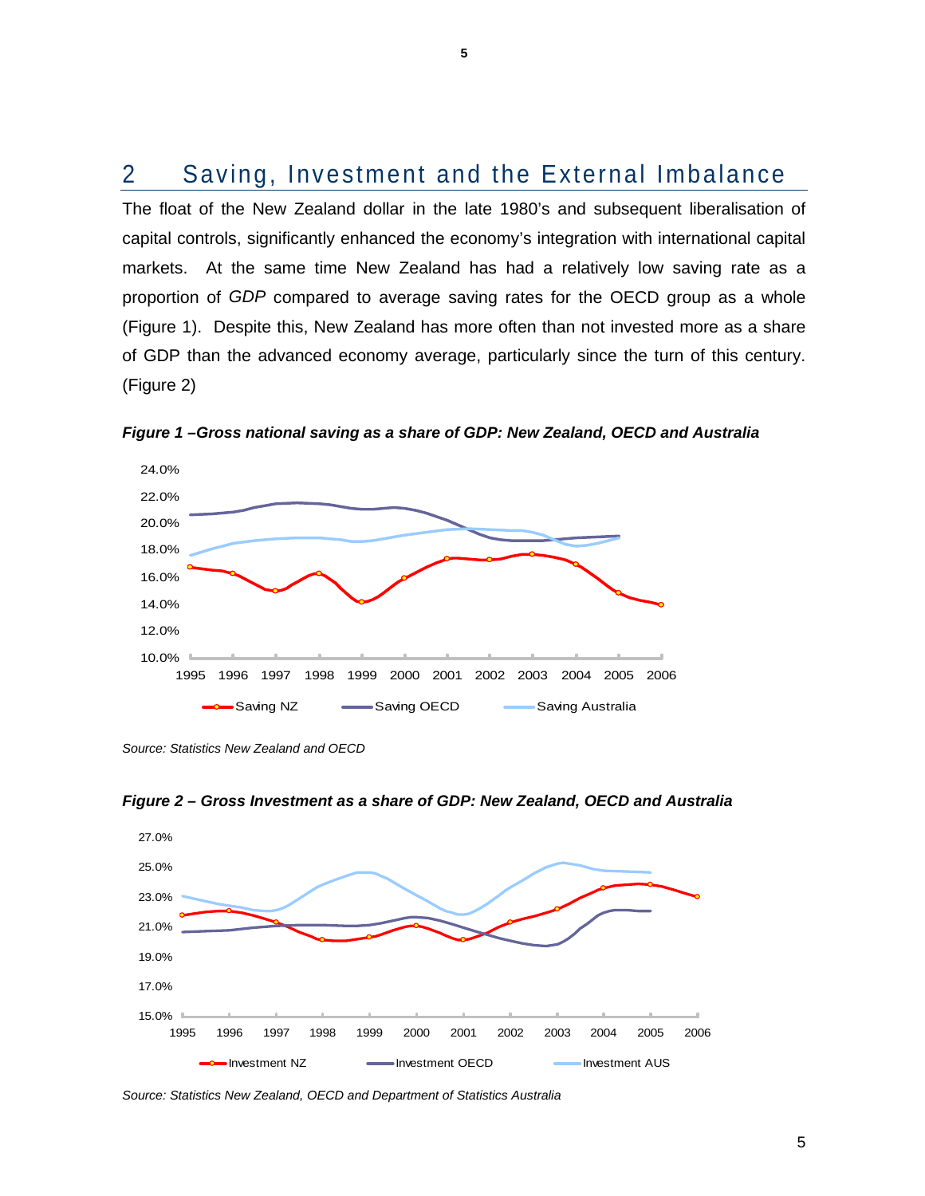## 2 Saving, Investment and the External Imbalance

The float of the New Zealand dollar in the late 1980's and subsequent liberalisation of capital controls, significantly enhanced the economy's integration with international capital markets. At the same time New Zealand has had a relatively low saving rate as a proportion of *GDP* compared to average saving rates for the OECD group as a whole (Figure 1). Despite this, New Zealand has more often than not invested more as a share of GDP than the advanced economy average, particularly since the turn of this century. (Figure 2)

***Figure 1 –Gross national saving as a share of GDP: New Zealand, OECD and Australia***

*Source: Statistics New Zealand and OECD*

***Figure 2 – Gross Investment as a share of GDP: New Zealand, OECD and Australia***

*Source: Statistics New Zealand, OECD and Department of Statistics Australia*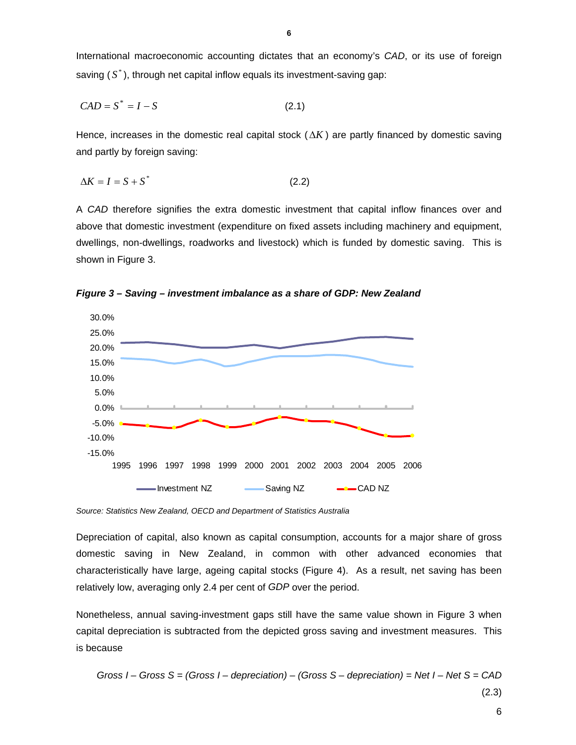International macroeconomic accounting dictates that an economy's *CAD*, or its use of foreign saving ($S^*$), through net capital inflow equals its investment-saving gap:

$$CAD = S^* = I - S \qquad (2.1)$$

Hence, increases in the domestic real capital stock ($\Delta K$) are partly financed by domestic saving and partly by foreign saving:

$$\Delta K = I = S + S^* \qquad (2.2)$$

A *CAD* therefore signifies the extra domestic investment that capital inflow finances over and above that domestic investment (expenditure on fixed assets including machinery and equipment, dwellings, non-dwellings, roadworks and livestock) which is funded by domestic saving. This is shown in Figure 3.

***Figure 3 – Saving – investment imbalance as a share of GDP: New Zealand***

*Source: Statistics New Zealand, OECD and Department of Statistics Australia*

Depreciation of capital, also known as capital consumption, accounts for a major share of gross domestic saving in New Zealand, in common with other advanced economies that characteristically have large, ageing capital stocks (Figure 4). As a result, net saving has been relatively low, averaging only 2.4 per cent of *GDP* over the period.

Nonetheless, annual saving-investment gaps still have the same value shown in Figure 3 when capital depreciation is subtracted from the depicted gross saving and investment measures. This is because

$$\text{Gross } I - \text{Gross } S = (\text{Gross } I - \text{depreciation}) - (\text{Gross } S - \text{depreciation}) = \text{Net } I - \text{Net } S = CAD \qquad (2.3)$$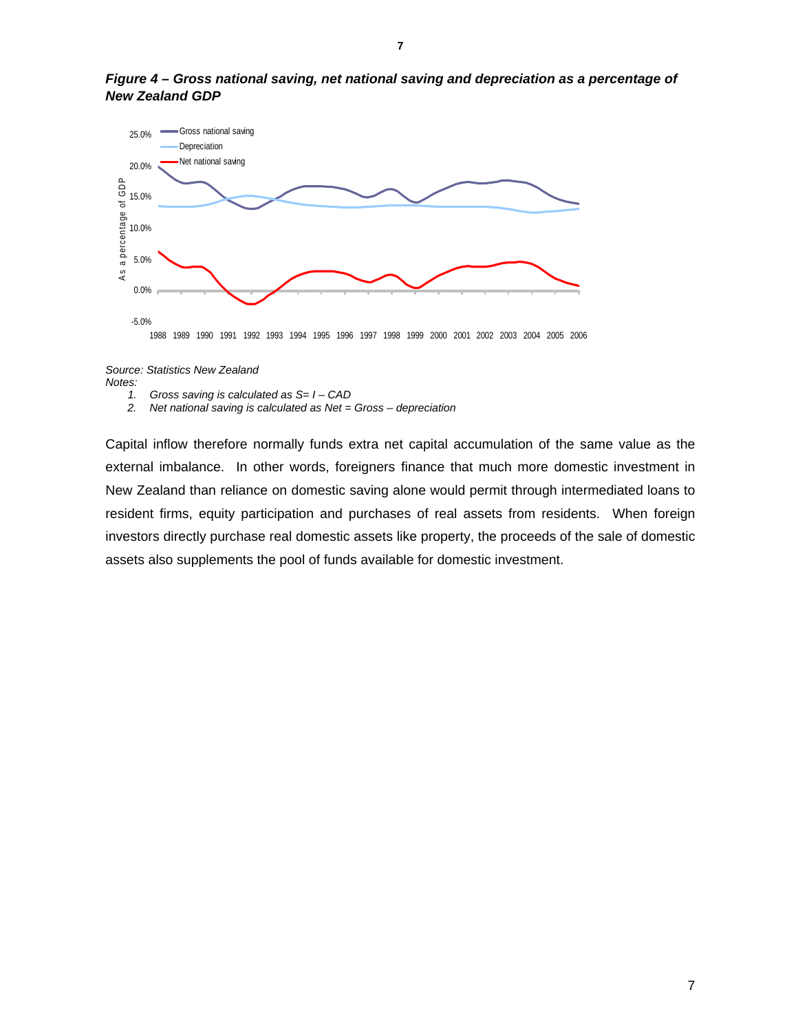***Figure 4 – Gross national saving, net national saving and depreciation as a percentage of New Zealand GDP***

*Source: Statistics New Zealand*
*Notes:*

1. *Gross saving is calculated as S= I – CAD*
2. *Net national saving is calculated as Net = Gross – depreciation*

Capital inflow therefore normally funds extra net capital accumulation of the same value as the external imbalance. In other words, foreigners finance that much more domestic investment in New Zealand than reliance on domestic saving alone would permit through intermediated loans to resident firms, equity participation and purchases of real assets from residents. When foreign investors directly purchase real domestic assets like property, the proceeds of the sale of domestic assets also supplements the pool of funds available for domestic investment.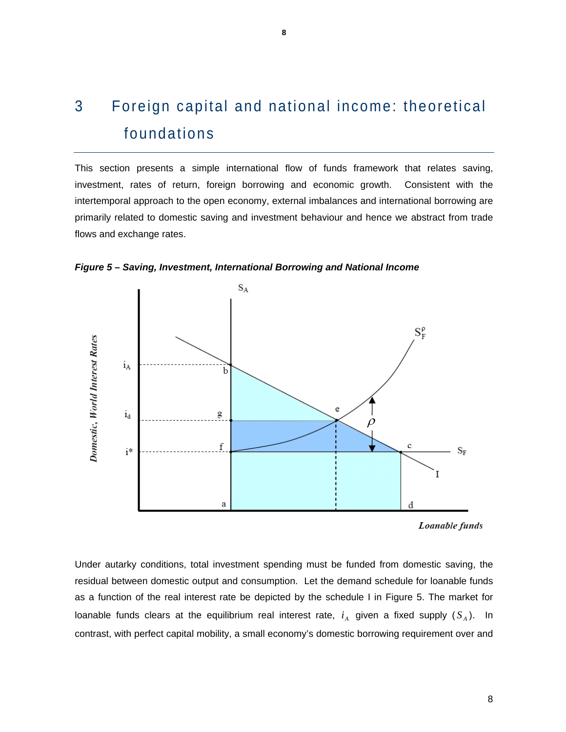# 3 Foreign capital and national income: theoretical foundations

This section presents a simple international flow of funds framework that relates saving, investment, rates of return, foreign borrowing and economic growth. Consistent with the intertemporal approach to the open economy, external imbalances and international borrowing are primarily related to domestic saving and investment behaviour and hence we abstract from trade flows and exchange rates.

***Figure 5 – Saving, Investment, International Borrowing and National Income***

Under autarky conditions, total investment spending must be funded from domestic saving, the residual between domestic output and consumption. Let the demand schedule for loanable funds as a function of the real interest rate be depicted by the schedule I in Figure 5. The market for loanable funds clears at the equilibrium real interest rate, $i_A$ given a fixed supply ($S_A$). In contrast, with perfect capital mobility, a small economy's domestic borrowing requirement over and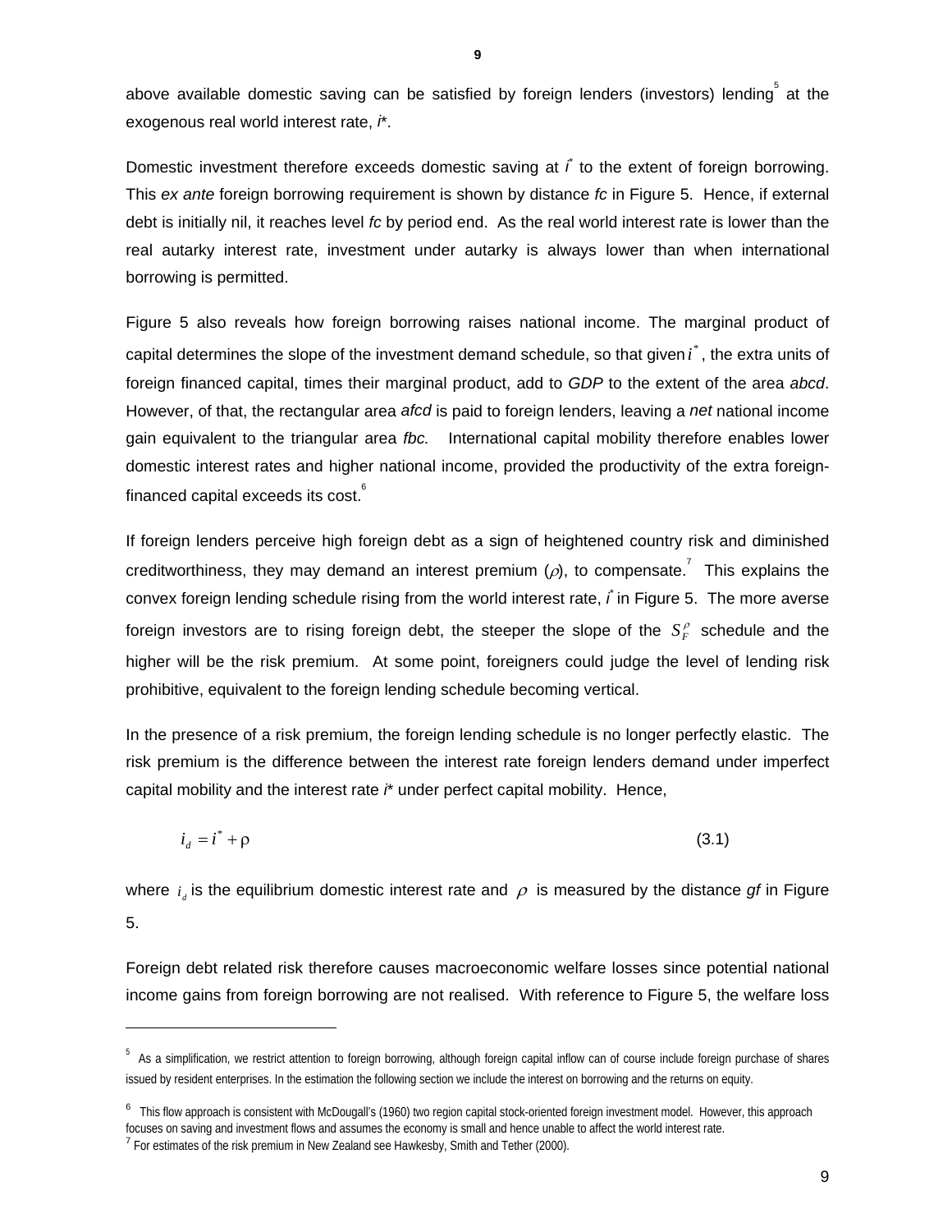above available domestic saving can be satisfied by foreign lenders (investors) lending[5] at the exogenous real world interest rate, $i$*.

Domestic investment therefore exceeds domestic saving at $i^*$ to the extent of foreign borrowing. This *ex ante* foreign borrowing requirement is shown by distance *fc* in Figure 5. Hence, if external debt is initially nil, it reaches level *fc* by period end. As the real world interest rate is lower than the real autarky interest rate, investment under autarky is always lower than when international borrowing is permitted.

Figure 5 also reveals how foreign borrowing raises national income. The marginal product of capital determines the slope of the investment demand schedule, so that given $i^*$, the extra units of foreign financed capital, times their marginal product, add to *GDP* to the extent of the area *abcd*. However, of that, the rectangular area *afcd* is paid to foreign lenders, leaving a *net* national income gain equivalent to the triangular area *fbc.* International capital mobility therefore enables lower domestic interest rates and higher national income, provided the productivity of the extra foreign-financed capital exceeds its cost.[6]

If foreign lenders perceive high foreign debt as a sign of heightened country risk and diminished creditworthiness, they may demand an interest premium ($\rho$), to compensate.[7] This explains the convex foreign lending schedule rising from the world interest rate, $i^*$ in Figure 5. The more averse foreign investors are to rising foreign debt, the steeper the slope of the $S_F^{\rho}$ schedule and the higher will be the risk premium. At some point, foreigners could judge the level of lending risk prohibitive, equivalent to the foreign lending schedule becoming vertical.

In the presence of a risk premium, the foreign lending schedule is no longer perfectly elastic. The risk premium is the difference between the interest rate foreign lenders demand under imperfect capital mobility and the interest rate $i$* under perfect capital mobility. Hence,

$$i_d = i^* + \rho \tag{3.1}$$

where $i_d$ is the equilibrium domestic interest rate and $\rho$ is measured by the distance *gf* in Figure 5.

Foreign debt related risk therefore causes macroeconomic welfare losses since potential national income gains from foreign borrowing are not realised. With reference to Figure 5, the welfare loss

---

[5] As a simplification, we restrict attention to foreign borrowing, although foreign capital inflow can of course include foreign purchase of shares issued by resident enterprises. In the estimation the following section we include the interest on borrowing and the returns on equity.

[6] This flow approach is consistent with McDougall's (1960) two region capital stock-oriented foreign investment model. However, this approach focuses on saving and investment flows and assumes the economy is small and hence unable to affect the world interest rate.

[7] For estimates of the risk premium in New Zealand see Hawkesby, Smith and Tether (2000).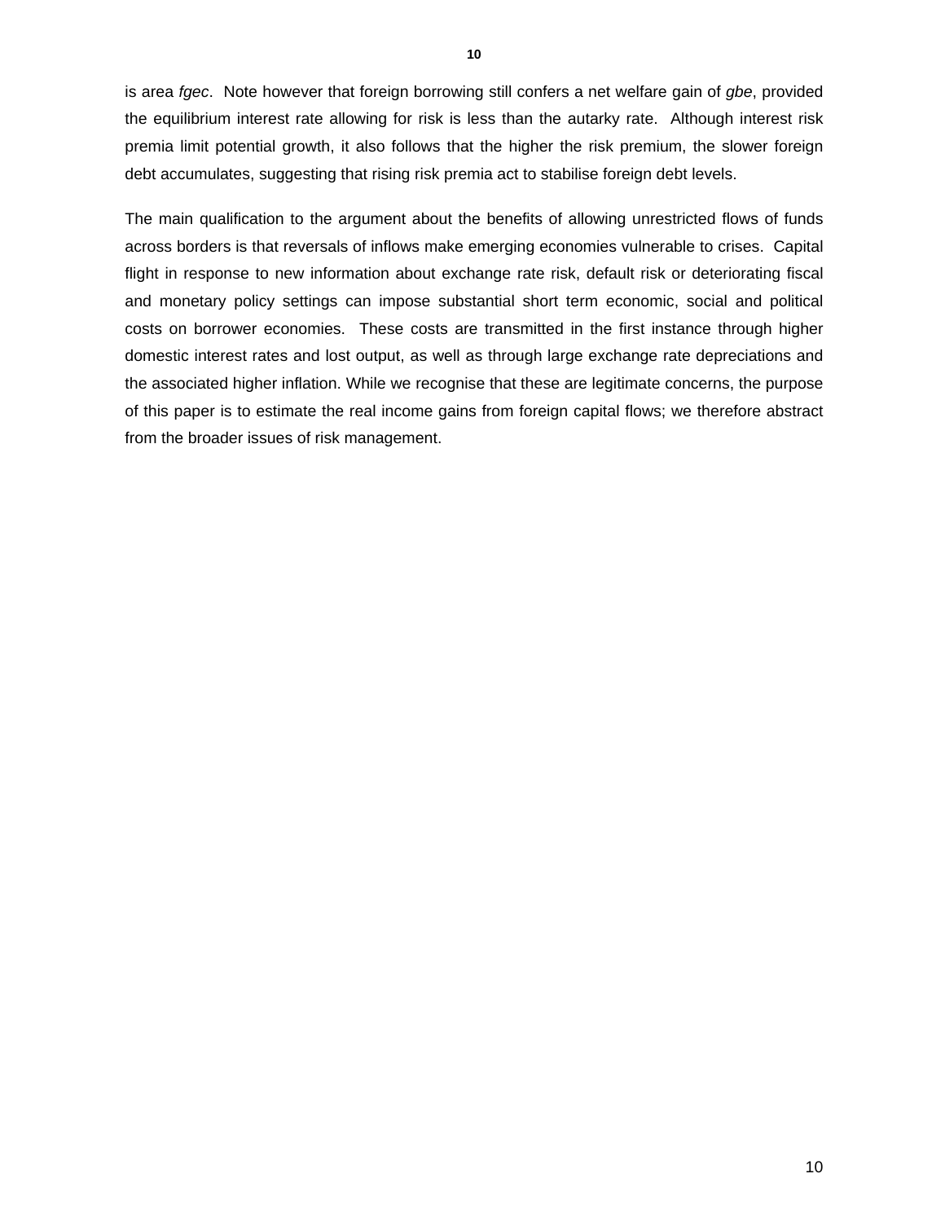is area *fgec*. Note however that foreign borrowing still confers a net welfare gain of *gbe*, provided the equilibrium interest rate allowing for risk is less than the autarky rate. Although interest risk premia limit potential growth, it also follows that the higher the risk premium, the slower foreign debt accumulates, suggesting that rising risk premia act to stabilise foreign debt levels.

The main qualification to the argument about the benefits of allowing unrestricted flows of funds across borders is that reversals of inflows make emerging economies vulnerable to crises. Capital flight in response to new information about exchange rate risk, default risk or deteriorating fiscal and monetary policy settings can impose substantial short term economic, social and political costs on borrower economies. These costs are transmitted in the first instance through higher domestic interest rates and lost output, as well as through large exchange rate depreciations and the associated higher inflation. While we recognise that these are legitimate concerns, the purpose of this paper is to estimate the real income gains from foreign capital flows; we therefore abstract from the broader issues of risk management.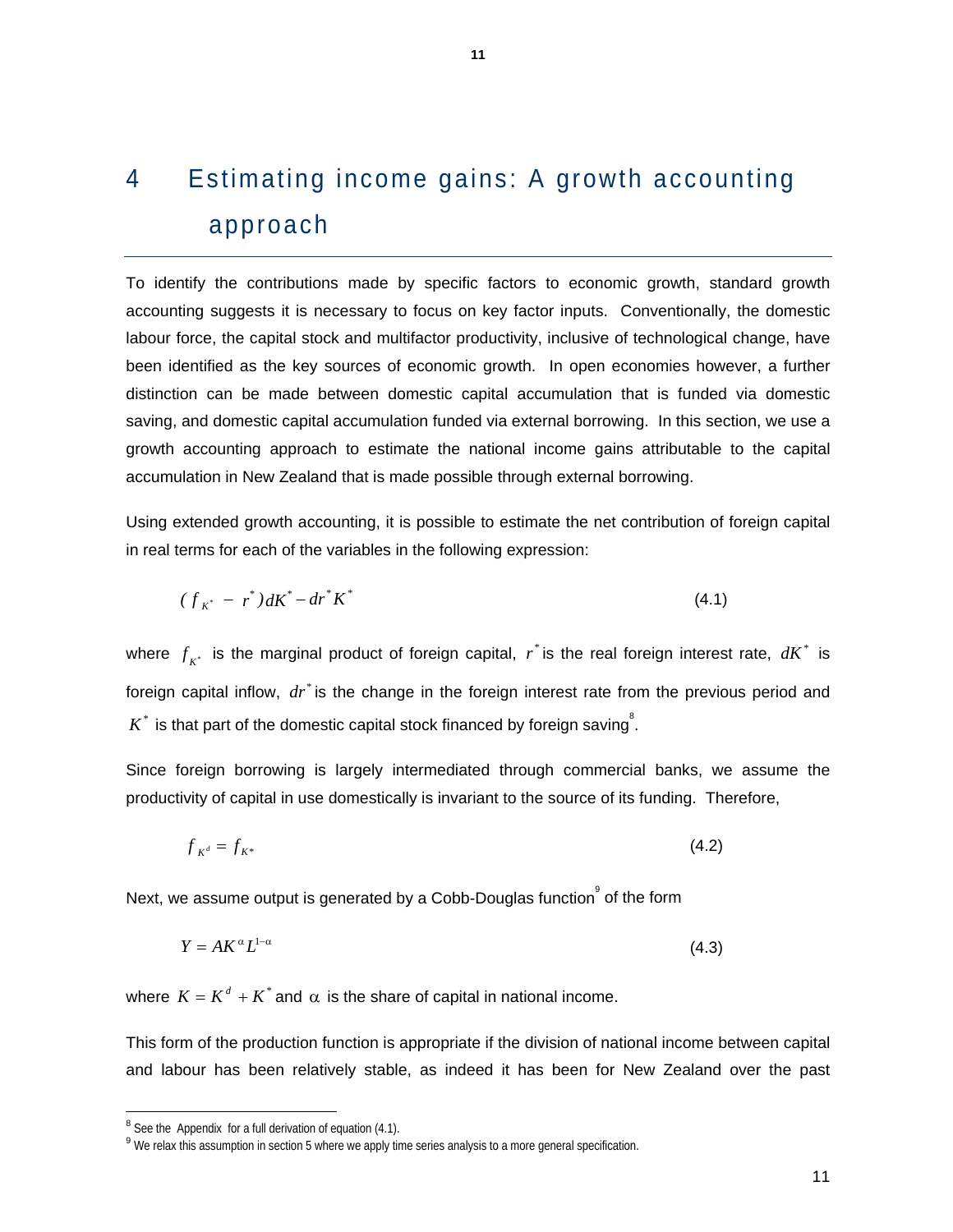# 4 Estimating income gains: A growth accounting approach

To identify the contributions made by specific factors to economic growth, standard growth accounting suggests it is necessary to focus on key factor inputs. Conventionally, the domestic labour force, the capital stock and multifactor productivity, inclusive of technological change, have been identified as the key sources of economic growth. In open economies however, a further distinction can be made between domestic capital accumulation that is funded via domestic saving, and domestic capital accumulation funded via external borrowing. In this section, we use a growth accounting approach to estimate the national income gains attributable to the capital accumulation in New Zealand that is made possible through external borrowing.

Using extended growth accounting, it is possible to estimate the net contribution of foreign capital in real terms for each of the variables in the following expression:

$$(f_{K^*} - r^*)dK^* - dr^*K^* \tag{4.1}$$

where $f_{K^*}$ is the marginal product of foreign capital, $r^*$ is the real foreign interest rate, $dK^*$ is foreign capital inflow, $dr^*$ is the change in the foreign interest rate from the previous period and $K^*$ is that part of the domestic capital stock financed by foreign saving[8].

Since foreign borrowing is largely intermediated through commercial banks, we assume the productivity of capital in use domestically is invariant to the source of its funding. Therefore,

$$f_{K^d} = f_{K^*} \tag{4.2}$$

Next, we assume output is generated by a Cobb-Douglas function[9] of the form

$$Y = AK^{\alpha}L^{1-\alpha} \tag{4.3}$$

where $K = K^d + K^*$ and $\alpha$ is the share of capital in national income.

This form of the production function is appropriate if the division of national income between capital and labour has been relatively stable, as indeed it has been for New Zealand over the past

[8] See the Appendix for a full derivation of equation (4.1).

[9] We relax this assumption in section 5 where we apply time series analysis to a more general specification.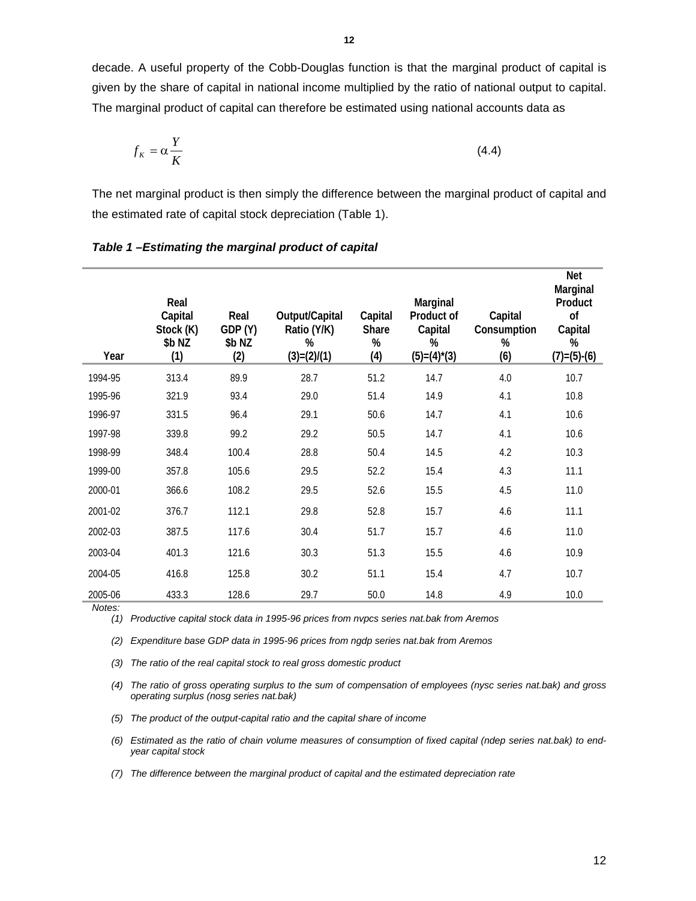decade. A useful property of the Cobb-Douglas function is that the marginal product of capital is given by the share of capital in national income multiplied by the ratio of national output to capital. The marginal product of capital can therefore be estimated using national accounts data as

$$f_K = \alpha \frac{Y}{K} \tag{4.4}$$

The net marginal product is then simply the difference between the marginal product of capital and the estimated rate of capital stock depreciation (Table 1).

***Table 1 –Estimating the marginal product of capital***

| Year | Real Capital Stock (K) \$b NZ (1) | Real GDP (Y) \$b NZ (2) | Output/Capital Ratio (Y/K) % (3)=(2)/(1) | Capital Share % (4) | Marginal Product of Capital % (5)=(4)*(3) | Capital Consumption % (6) | Net Marginal Product of Capital % (7)=(5)-(6) |
|---|---|---|---|---|---|---|---|
| 1994-95 | 313.4 | 89.9 | 28.7 | 51.2 | 14.7 | 4.0 | 10.7 |
| 1995-96 | 321.9 | 93.4 | 29.0 | 51.4 | 14.9 | 4.1 | 10.8 |
| 1996-97 | 331.5 | 96.4 | 29.1 | 50.6 | 14.7 | 4.1 | 10.6 |
| 1997-98 | 339.8 | 99.2 | 29.2 | 50.5 | 14.7 | 4.1 | 10.6 |
| 1998-99 | 348.4 | 100.4 | 28.8 | 50.4 | 14.5 | 4.2 | 10.3 |
| 1999-00 | 357.8 | 105.6 | 29.5 | 52.2 | 15.4 | 4.3 | 11.1 |
| 2000-01 | 366.6 | 108.2 | 29.5 | 52.6 | 15.5 | 4.5 | 11.0 |
| 2001-02 | 376.7 | 112.1 | 29.8 | 52.8 | 15.7 | 4.6 | 11.1 |
| 2002-03 | 387.5 | 117.6 | 30.4 | 51.7 | 15.7 | 4.6 | 11.0 |
| 2003-04 | 401.3 | 121.6 | 30.3 | 51.3 | 15.5 | 4.6 | 10.9 |
| 2004-05 | 416.8 | 125.8 | 30.2 | 51.1 | 15.4 | 4.7 | 10.7 |
| 2005-06 | 433.3 | 128.6 | 29.7 | 50.0 | 14.8 | 4.9 | 10.0 |

*Notes:*

*(1) Productive capital stock data in 1995-96 prices from nvpcs series nat.bak from Aremos*

*(2) Expenditure base GDP data in 1995-96 prices from ngdp series nat.bak from Aremos*

*(3) The ratio of the real capital stock to real gross domestic product*

*(4) The ratio of gross operating surplus to the sum of compensation of employees (nysc series nat.bak) and gross operating surplus (nosg series nat.bak)*

*(5) The product of the output-capital ratio and the capital share of income*

*(6) Estimated as the ratio of chain volume measures of consumption of fixed capital (ndep series nat.bak) to end-year capital stock*

*(7) The difference between the marginal product of capital and the estimated depreciation rate*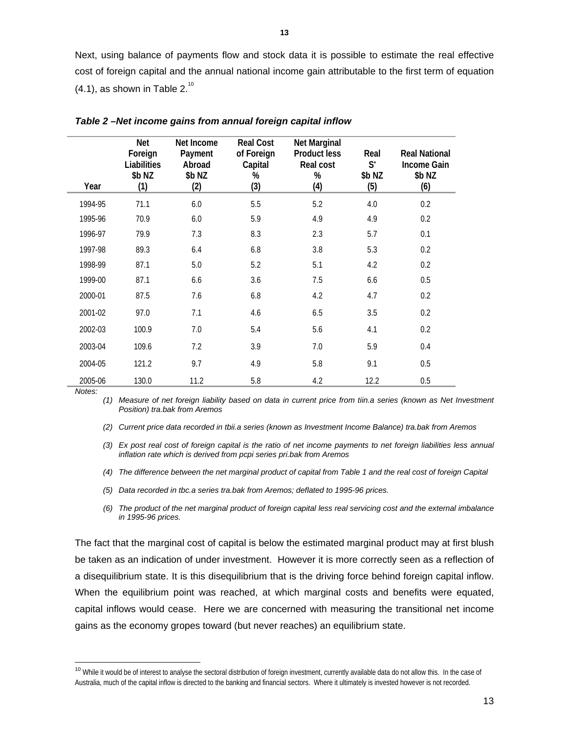Next, using balance of payments flow and stock data it is possible to estimate the real effective cost of foreign capital and the annual national income gain attributable to the first term of equation (4.1), as shown in Table 2.[10]

***Table 2 –Net income gains from annual foreign capital inflow***

| Year | Net Foreign Liabilities $b NZ (1) | Net Income Payment Abroad $b NZ (2) | Real Cost of Foreign Capital % (3) | Net Marginal Product less Real cost % (4) | Real $S^*$ $b NZ (5) | Real National Income Gain $b NZ (6) |
|---|---|---|---|---|---|---|
| 1994-95 | 71.1 | 6.0 | 5.5 | 5.2 | 4.0 | 0.2 |
| 1995-96 | 70.9 | 6.0 | 5.9 | 4.9 | 4.9 | 0.2 |
| 1996-97 | 79.9 | 7.3 | 8.3 | 2.3 | 5.7 | 0.1 |
| 1997-98 | 89.3 | 6.4 | 6.8 | 3.8 | 5.3 | 0.2 |
| 1998-99 | 87.1 | 5.0 | 5.2 | 5.1 | 4.2 | 0.2 |
| 1999-00 | 87.1 | 6.6 | 3.6 | 7.5 | 6.6 | 0.5 |
| 2000-01 | 87.5 | 7.6 | 6.8 | 4.2 | 4.7 | 0.2 |
| 2001-02 | 97.0 | 7.1 | 4.6 | 6.5 | 3.5 | 0.2 |
| 2002-03 | 100.9 | 7.0 | 5.4 | 5.6 | 4.1 | 0.2 |
| 2003-04 | 109.6 | 7.2 | 3.9 | 7.0 | 5.9 | 0.4 |
| 2004-05 | 121.2 | 9.7 | 4.9 | 5.8 | 9.1 | 0.5 |
| 2005-06 | 130.0 | 11.2 | 5.8 | 4.2 | 12.2 | 0.5 |

*Notes:*

*(1) Measure of net foreign liability based on data in current price from tiin.a series (known as Net Investment Position) tra.bak from Aremos*

*(2) Current price data recorded in tbii.a series (known as Investment Income Balance) tra.bak from Aremos*

*(3) Ex post real cost of foreign capital is the ratio of net income payments to net foreign liabilities less annual inflation rate which is derived from pcpi series pri.bak from Aremos*

*(4) The difference between the net marginal product of capital from Table 1 and the real cost of foreign Capital*

*(5) Data recorded in tbc.a series tra.bak from Aremos; deflated to 1995-96 prices.*

*(6) The product of the net marginal product of foreign capital less real servicing cost and the external imbalance in 1995-96 prices.*

The fact that the marginal cost of capital is below the estimated marginal product may at first blush be taken as an indication of under investment. However it is more correctly seen as a reflection of a disequilibrium state. It is this disequilibrium that is the driving force behind foreign capital inflow. When the equilibrium point was reached, at which marginal costs and benefits were equated, capital inflows would cease. Here we are concerned with measuring the transitional net income gains as the economy gropes toward (but never reaches) an equilibrium state.

---

[10] While it would be of interest to analyse the sectoral distribution of foreign investment, currently available data do not allow this. In the case of Australia, much of the capital inflow is directed to the banking and financial sectors. Where it ultimately is invested however is not recorded.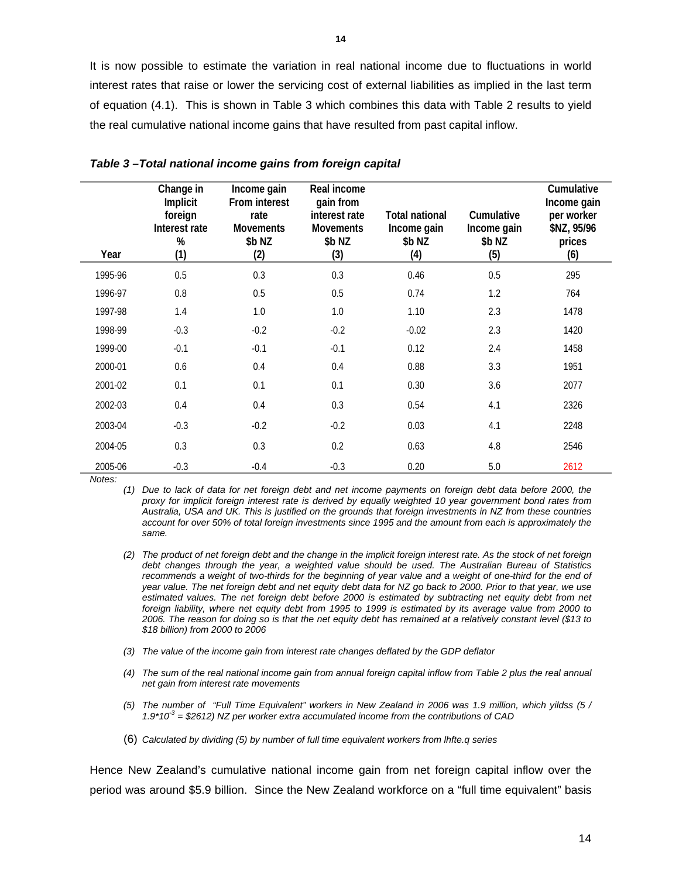It is now possible to estimate the variation in real national income due to fluctuations in world interest rates that raise or lower the servicing cost of external liabilities as implied in the last term of equation (4.1). This is shown in Table 3 which combines this data with Table 2 results to yield the real cumulative national income gains that have resulted from past capital inflow.

***Table 3 –Total national income gains from foreign capital***

| Year | Change in Implicit foreign Interest rate % (1) | Income gain From interest rate Movements $b NZ (2) | Real income gain from interest rate Movements $b NZ (3) | Total national Income gain $b NZ (4) | Cumulative Income gain $b NZ (5) | Cumulative Income gain per worker $NZ, 95/96 prices (6) |
|---|---|---|---|---|---|---|
| 1995-96 | 0.5 | 0.3 | 0.3 | 0.46 | 0.5 | 295 |
| 1996-97 | 0.8 | 0.5 | 0.5 | 0.74 | 1.2 | 764 |
| 1997-98 | 1.4 | 1.0 | 1.0 | 1.10 | 2.3 | 1478 |
| 1998-99 | -0.3 | -0.2 | -0.2 | -0.02 | 2.3 | 1420 |
| 1999-00 | -0.1 | -0.1 | -0.1 | 0.12 | 2.4 | 1458 |
| 2000-01 | 0.6 | 0.4 | 0.4 | 0.88 | 3.3 | 1951 |
| 2001-02 | 0.1 | 0.1 | 0.1 | 0.30 | 3.6 | 2077 |
| 2002-03 | 0.4 | 0.4 | 0.3 | 0.54 | 4.1 | 2326 |
| 2003-04 | -0.3 | -0.2 | -0.2 | 0.03 | 4.1 | 2248 |
| 2004-05 | 0.3 | 0.3 | 0.2 | 0.63 | 4.8 | 2546 |
| 2005-06 | -0.3 | -0.4 | -0.3 | 0.20 | 5.0 | 2612 |

*Notes:*

(1) *Due to lack of data for net foreign debt and net income payments on foreign debt data before 2000, the proxy for implicit foreign interest rate is derived by equally weighted 10 year government bond rates from Australia, USA and UK. This is justified on the grounds that foreign investments in NZ from these countries account for over 50% of total foreign investments since 1995 and the amount from each is approximately the same.*

(2) *The product of net foreign debt and the change in the implicit foreign interest rate. As the stock of net foreign debt changes through the year, a weighted value should be used. The Australian Bureau of Statistics recommends a weight of two-thirds for the beginning of year value and a weight of one-third for the end of year value. The net foreign debt and net equity debt data for NZ go back to 2000. Prior to that year, we use estimated values. The net foreign debt before 2000 is estimated by subtracting net equity debt from net foreign liability, where net equity debt from 1995 to 1999 is estimated by its average value from 2000 to 2006. The reason for doing so is that the net equity debt has remained at a relatively constant level ($13 to $18 billion) from 2000 to 2006*

(3) *The value of the income gain from interest rate changes deflated by the GDP deflator*

(4) *The sum of the real national income gain from annual foreign capital inflow from Table 2 plus the real annual net gain from interest rate movements*

(5) *The number of "Full Time Equivalent" workers in New Zealand in 2006 was 1.9 million, which yildss ($5 / 1.9*10^{-3}$ = $2612) NZ per worker extra accumulated income from the contributions of CAD*

(6) *Calculated by dividing (5) by number of full time equivalent workers from lhfte.q series*

Hence New Zealand's cumulative national income gain from net foreign capital inflow over the period was around $5.9 billion. Since the New Zealand workforce on a "full time equivalent" basis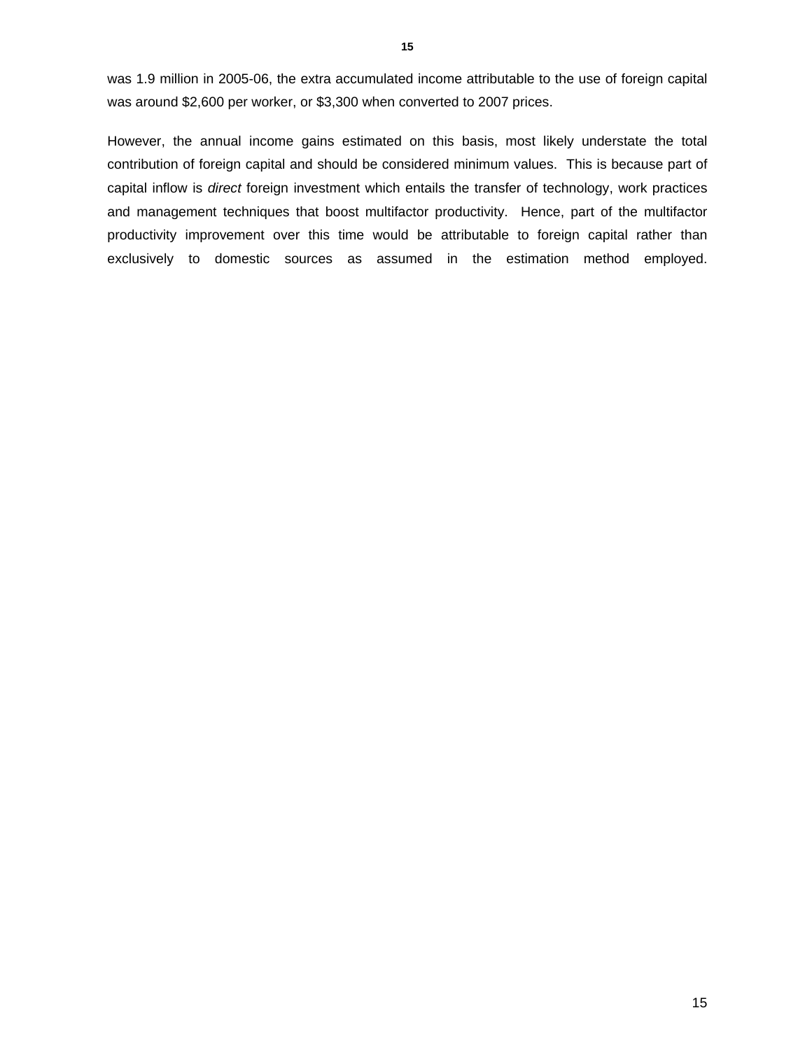was 1.9 million in 2005-06, the extra accumulated income attributable to the use of foreign capital was around $2,600 per worker, or $3,300 when converted to 2007 prices.

However, the annual income gains estimated on this basis, most likely understate the total contribution of foreign capital and should be considered minimum values. This is because part of capital inflow is *direct* foreign investment which entails the transfer of technology, work practices and management techniques that boost multifactor productivity. Hence, part of the multifactor productivity improvement over this time would be attributable to foreign capital rather than exclusively to domestic sources as assumed in the estimation method employed.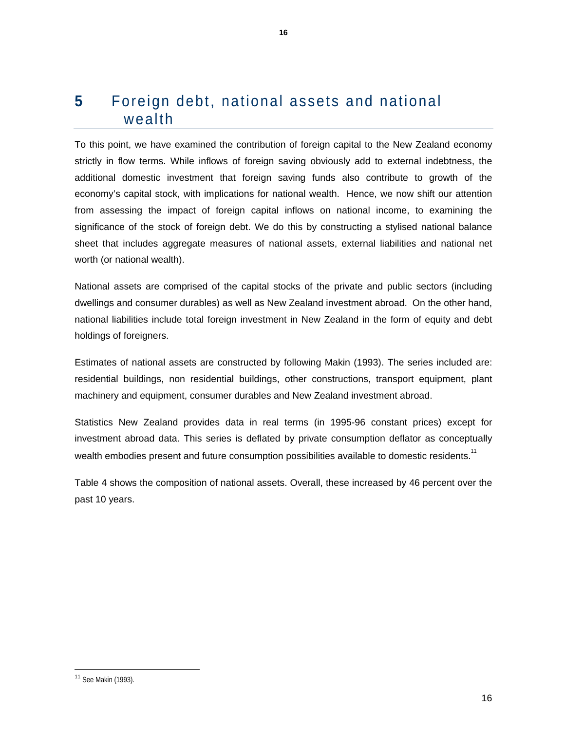# 5 Foreign debt, national assets and national wealth

To this point, we have examined the contribution of foreign capital to the New Zealand economy strictly in flow terms. While inflows of foreign saving obviously add to external indebtness, the additional domestic investment that foreign saving funds also contribute to growth of the economy's capital stock, with implications for national wealth. Hence, we now shift our attention from assessing the impact of foreign capital inflows on national income, to examining the significance of the stock of foreign debt. We do this by constructing a stylised national balance sheet that includes aggregate measures of national assets, external liabilities and national net worth (or national wealth).

National assets are comprised of the capital stocks of the private and public sectors (including dwellings and consumer durables) as well as New Zealand investment abroad. On the other hand, national liabilities include total foreign investment in New Zealand in the form of equity and debt holdings of foreigners.

Estimates of national assets are constructed by following Makin (1993). The series included are: residential buildings, non residential buildings, other constructions, transport equipment, plant machinery and equipment, consumer durables and New Zealand investment abroad.

Statistics New Zealand provides data in real terms (in 1995-96 constant prices) except for investment abroad data. This series is deflated by private consumption deflator as conceptually wealth embodies present and future consumption possibilities available to domestic residents.[11]

Table 4 shows the composition of national assets. Overall, these increased by 46 percent over the past 10 years.

[11] See Makin (1993).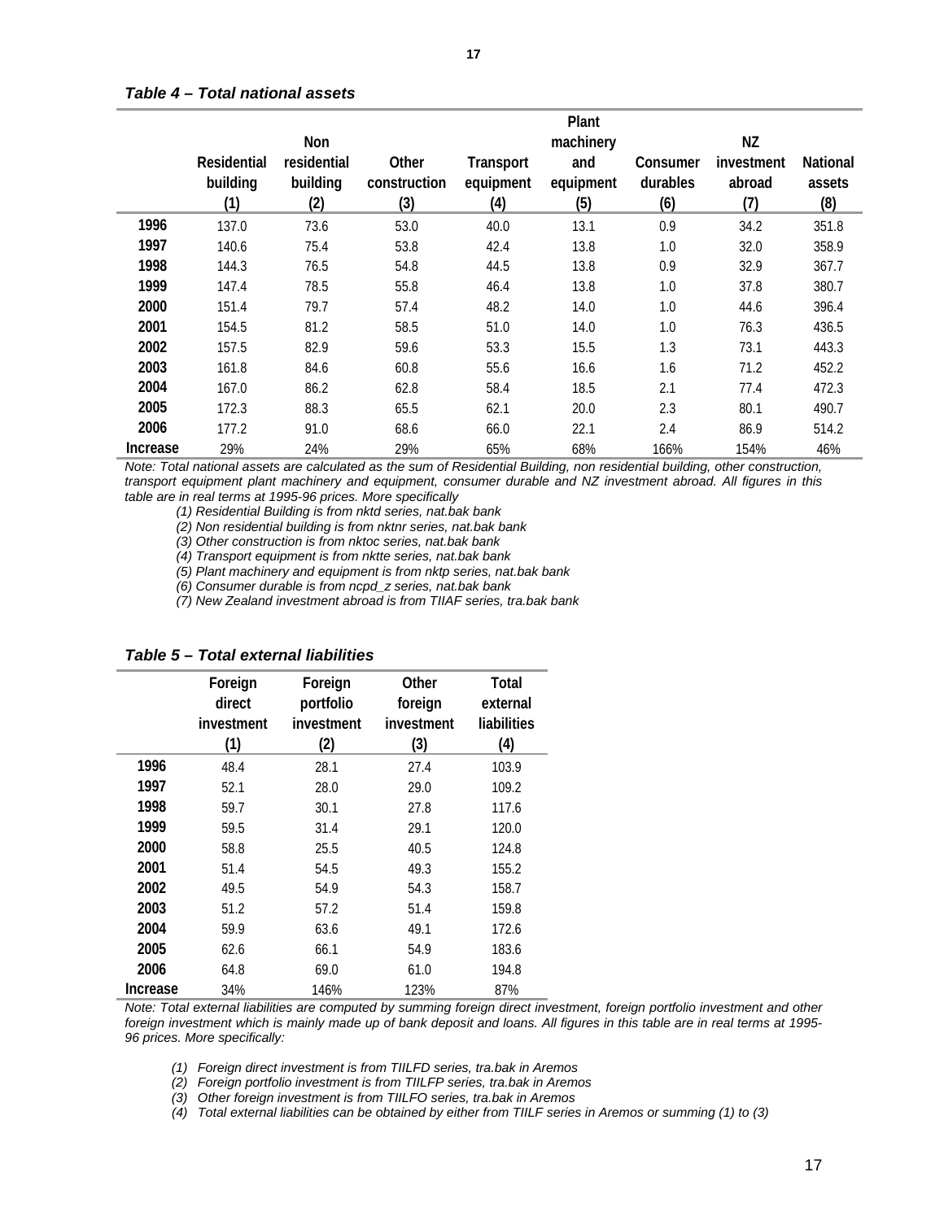*Table 4 – Total national assets*

| | Residential building (1) | Non residential building (2) | Other construction (3) | Transport equipment (4) | Plant machinery and equipment (5) | Consumer durables (6) | NZ investment abroad (7) | National assets (8) |
|---|---|---|---|---|---|---|---|---|
| **1996** | 137.0 | 73.6 | 53.0 | 40.0 | 13.1 | 0.9 | 34.2 | 351.8 |
| **1997** | 140.6 | 75.4 | 53.8 | 42.4 | 13.8 | 1.0 | 32.0 | 358.9 |
| **1998** | 144.3 | 76.5 | 54.8 | 44.5 | 13.8 | 0.9 | 32.9 | 367.7 |
| **1999** | 147.4 | 78.5 | 55.8 | 46.4 | 13.8 | 1.0 | 37.8 | 380.7 |
| **2000** | 151.4 | 79.7 | 57.4 | 48.2 | 14.0 | 1.0 | 44.6 | 396.4 |
| **2001** | 154.5 | 81.2 | 58.5 | 51.0 | 14.0 | 1.0 | 76.3 | 436.5 |
| **2002** | 157.5 | 82.9 | 59.6 | 53.3 | 15.5 | 1.3 | 73.1 | 443.3 |
| **2003** | 161.8 | 84.6 | 60.8 | 55.6 | 16.6 | 1.6 | 71.2 | 452.2 |
| **2004** | 167.0 | 86.2 | 62.8 | 58.4 | 18.5 | 2.1 | 77.4 | 472.3 |
| **2005** | 172.3 | 88.3 | 65.5 | 62.1 | 20.0 | 2.3 | 80.1 | 490.7 |
| **2006** | 177.2 | 91.0 | 68.6 | 66.0 | 22.1 | 2.4 | 86.9 | 514.2 |
| **Increase** | 29% | 24% | 29% | 65% | 68% | 166% | 154% | 46% |

*Note: Total national assets are calculated as the sum of Residential Building, non residential building, other construction, transport equipment plant machinery and equipment, consumer durable and NZ investment abroad. All figures in this table are in real terms at 1995-96 prices. More specifically*

*(1) Residential Building is from nktd series, nat.bak bank*

*(2) Non residential building is from nktnr series, nat.bak bank*

*(3) Other construction is from nktoc series, nat.bak bank*

*(4) Transport equipment is from nktte series, nat.bak bank*

*(5) Plant machinery and equipment is from nktp series, nat.bak bank*

*(6) Consumer durable is from ncpd_z series, nat.bak bank*

*(7) New Zealand investment abroad is from TIIAF series, tra.bak bank*

*Table 5 – Total external liabilities*

| | Foreign direct investment (1) | Foreign portfolio investment (2) | Other foreign investment (3) | Total external liabilities (4) |
|---|---|---|---|---|
| **1996** | 48.4 | 28.1 | 27.4 | 103.9 |
| **1997** | 52.1 | 28.0 | 29.0 | 109.2 |
| **1998** | 59.7 | 30.1 | 27.8 | 117.6 |
| **1999** | 59.5 | 31.4 | 29.1 | 120.0 |
| **2000** | 58.8 | 25.5 | 40.5 | 124.8 |
| **2001** | 51.4 | 54.5 | 49.3 | 155.2 |
| **2002** | 49.5 | 54.9 | 54.3 | 158.7 |
| **2003** | 51.2 | 57.2 | 51.4 | 159.8 |
| **2004** | 59.9 | 63.6 | 49.1 | 172.6 |
| **2005** | 62.6 | 66.1 | 54.9 | 183.6 |
| **2006** | 64.8 | 69.0 | 61.0 | 194.8 |
| **Increase** | 34% | 146% | 123% | 87% |

*Note: Total external liabilities are computed by summing foreign direct investment, foreign portfolio investment and other foreign investment which is mainly made up of bank deposit and loans. All figures in this table are in real terms at 1995-96 prices. More specifically:*

*(1) Foreign direct investment is from TIILFD series, tra.bak in Aremos*

*(2) Foreign portfolio investment is from TIILFP series, tra.bak in Aremos*

*(3) Other foreign investment is from TIILFO series, tra.bak in Aremos*

*(4) Total external liabilities can be obtained by either from TIILF series in Aremos or summing (1) to (3)*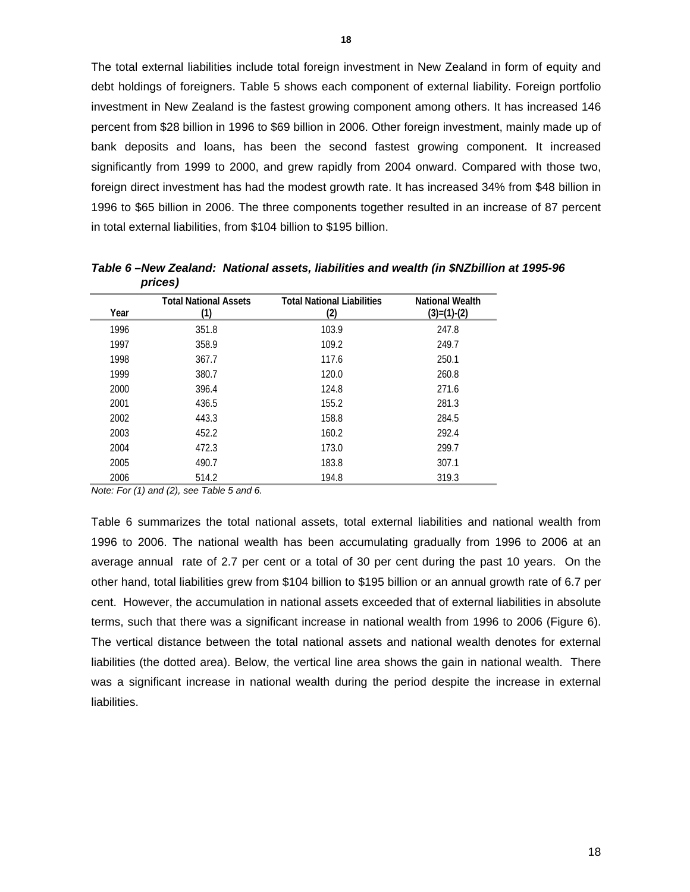The total external liabilities include total foreign investment in New Zealand in form of equity and debt holdings of foreigners. Table 5 shows each component of external liability. Foreign portfolio investment in New Zealand is the fastest growing component among others. It has increased 146 percent from $28 billion in 1996 to $69 billion in 2006. Other foreign investment, mainly made up of bank deposits and loans, has been the second fastest growing component. It increased significantly from 1999 to 2000, and grew rapidly from 2004 onward. Compared with those two, foreign direct investment has had the modest growth rate. It has increased 34% from $48 billion in 1996 to $65 billion in 2006. The three components together resulted in an increase of 87 percent in total external liabilities, from $104 billion to $195 billion.

***Table 6 –New Zealand: National assets, liabilities and wealth (in $NZbillion at 1995-96 prices)***

| Year | Total National Assets (1) | Total National Liabilities (2) | National Wealth (3)=(1)-(2) |
|---|---|---|---|
| 1996 | 351.8 | 103.9 | 247.8 |
| 1997 | 358.9 | 109.2 | 249.7 |
| 1998 | 367.7 | 117.6 | 250.1 |
| 1999 | 380.7 | 120.0 | 260.8 |
| 2000 | 396.4 | 124.8 | 271.6 |
| 2001 | 436.5 | 155.2 | 281.3 |
| 2002 | 443.3 | 158.8 | 284.5 |
| 2003 | 452.2 | 160.2 | 292.4 |
| 2004 | 472.3 | 173.0 | 299.7 |
| 2005 | 490.7 | 183.8 | 307.1 |
| 2006 | 514.2 | 194.8 | 319.3 |

*Note: For (1) and (2), see Table 5 and 6.*

Table 6 summarizes the total national assets, total external liabilities and national wealth from 1996 to 2006. The national wealth has been accumulating gradually from 1996 to 2006 at an average annual rate of 2.7 per cent or a total of 30 per cent during the past 10 years. On the other hand, total liabilities grew from $104 billion to $195 billion or an annual growth rate of 6.7 per cent. However, the accumulation in national assets exceeded that of external liabilities in absolute terms, such that there was a significant increase in national wealth from 1996 to 2006 (Figure 6). The vertical distance between the total national assets and national wealth denotes for external liabilities (the dotted area). Below, the vertical line area shows the gain in national wealth. There was a significant increase in national wealth during the period despite the increase in external liabilities.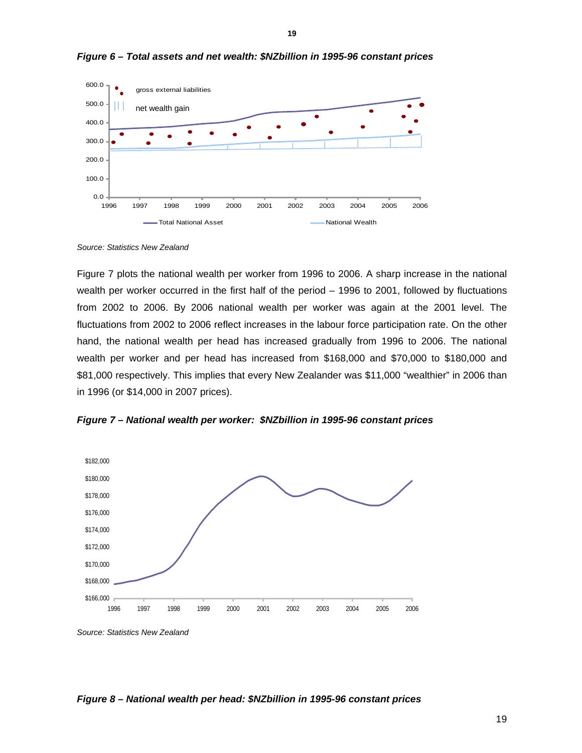*Figure 6 – Total assets and net wealth: $NZbillion in 1995-96 constant prices*

*Source: Statistics New Zealand*

Figure 7 plots the national wealth per worker from 1996 to 2006. A sharp increase in the national wealth per worker occurred in the first half of the period – 1996 to 2001, followed by fluctuations from 2002 to 2006. By 2006 national wealth per worker was again at the 2001 level. The fluctuations from 2002 to 2006 reflect increases in the labour force participation rate. On the other hand, the national wealth per head has increased gradually from 1996 to 2006. The national wealth per worker and per head has increased from $168,000 and $70,000 to $180,000 and $81,000 respectively. This implies that every New Zealander was $11,000 "wealthier" in 2006 than in 1996 (or $14,000 in 2007 prices).

*Figure 7 – National wealth per worker: $NZbillion in 1995-96 constant prices*

*Source: Statistics New Zealand*

*Figure 8 – National wealth per head: $NZbillion in 1995-96 constant prices*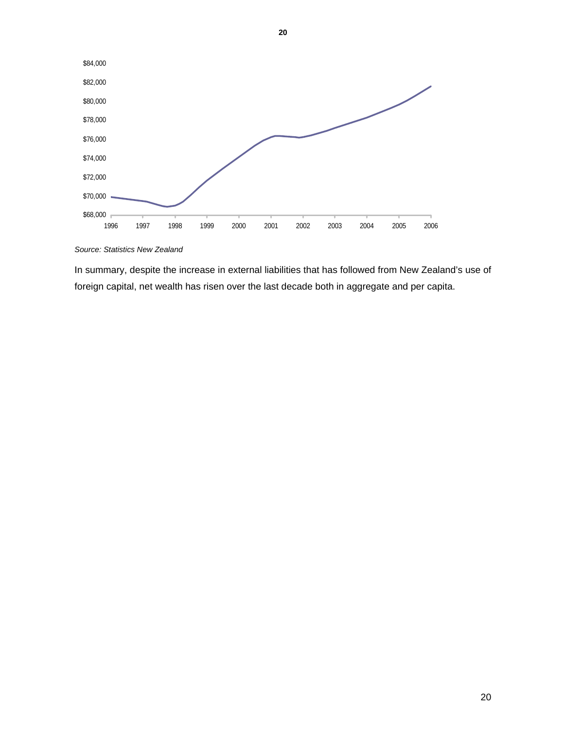Source: *Statistics New Zealand*

In summary, despite the increase in external liabilities that has followed from New Zealand's use of foreign capital, net wealth has risen over the last decade both in aggregate and per capita.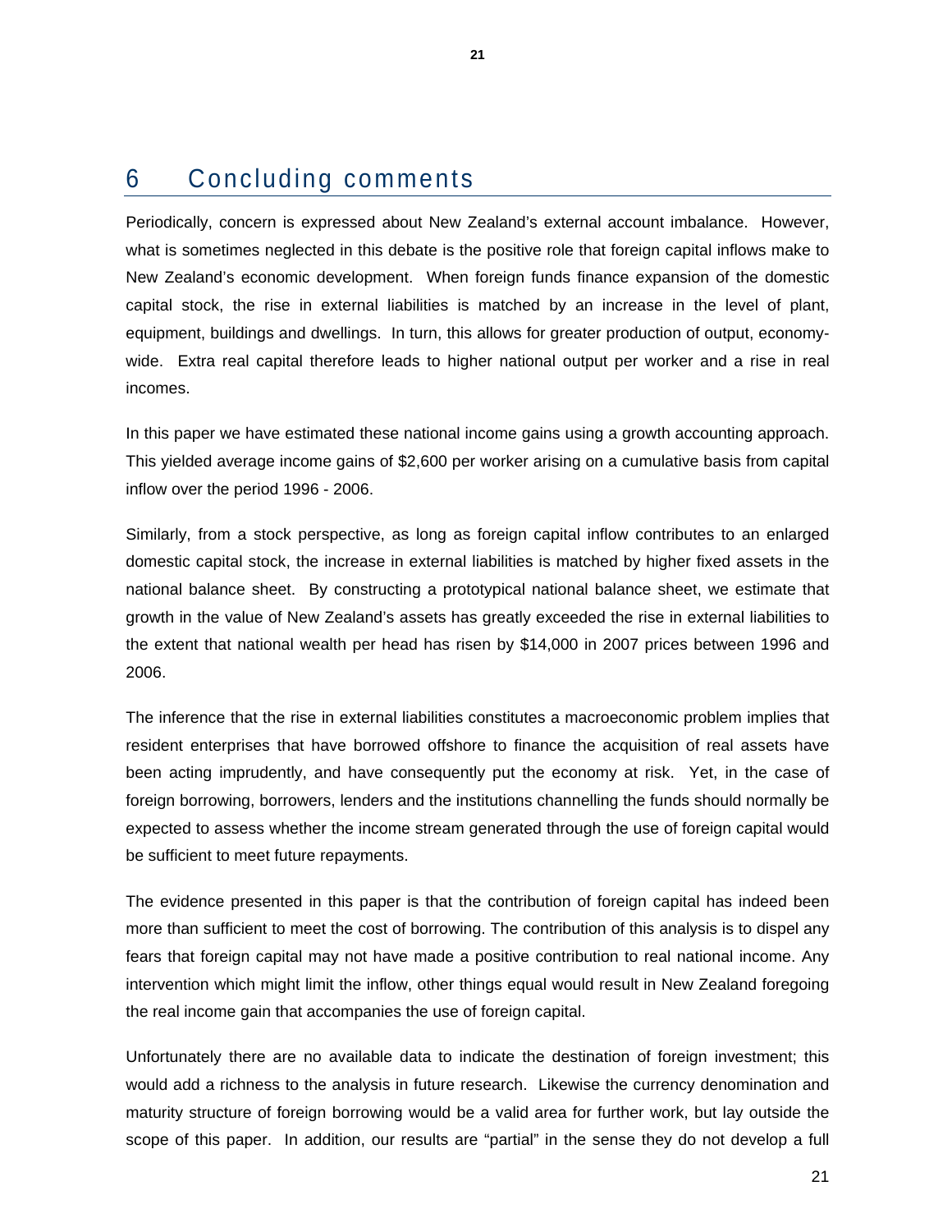# 6 Concluding comments

Periodically, concern is expressed about New Zealand's external account imbalance. However, what is sometimes neglected in this debate is the positive role that foreign capital inflows make to New Zealand's economic development. When foreign funds finance expansion of the domestic capital stock, the rise in external liabilities is matched by an increase in the level of plant, equipment, buildings and dwellings. In turn, this allows for greater production of output, economy-wide. Extra real capital therefore leads to higher national output per worker and a rise in real incomes.

In this paper we have estimated these national income gains using a growth accounting approach. This yielded average income gains of $2,600 per worker arising on a cumulative basis from capital inflow over the period 1996 - 2006.

Similarly, from a stock perspective, as long as foreign capital inflow contributes to an enlarged domestic capital stock, the increase in external liabilities is matched by higher fixed assets in the national balance sheet. By constructing a prototypical national balance sheet, we estimate that growth in the value of New Zealand's assets has greatly exceeded the rise in external liabilities to the extent that national wealth per head has risen by $14,000 in 2007 prices between 1996 and 2006.

The inference that the rise in external liabilities constitutes a macroeconomic problem implies that resident enterprises that have borrowed offshore to finance the acquisition of real assets have been acting imprudently, and have consequently put the economy at risk. Yet, in the case of foreign borrowing, borrowers, lenders and the institutions channelling the funds should normally be expected to assess whether the income stream generated through the use of foreign capital would be sufficient to meet future repayments.

The evidence presented in this paper is that the contribution of foreign capital has indeed been more than sufficient to meet the cost of borrowing. The contribution of this analysis is to dispel any fears that foreign capital may not have made a positive contribution to real national income. Any intervention which might limit the inflow, other things equal would result in New Zealand foregoing the real income gain that accompanies the use of foreign capital.

Unfortunately there are no available data to indicate the destination of foreign investment; this would add a richness to the analysis in future research. Likewise the currency denomination and maturity structure of foreign borrowing would be a valid area for further work, but lay outside the scope of this paper. In addition, our results are "partial" in the sense they do not develop a full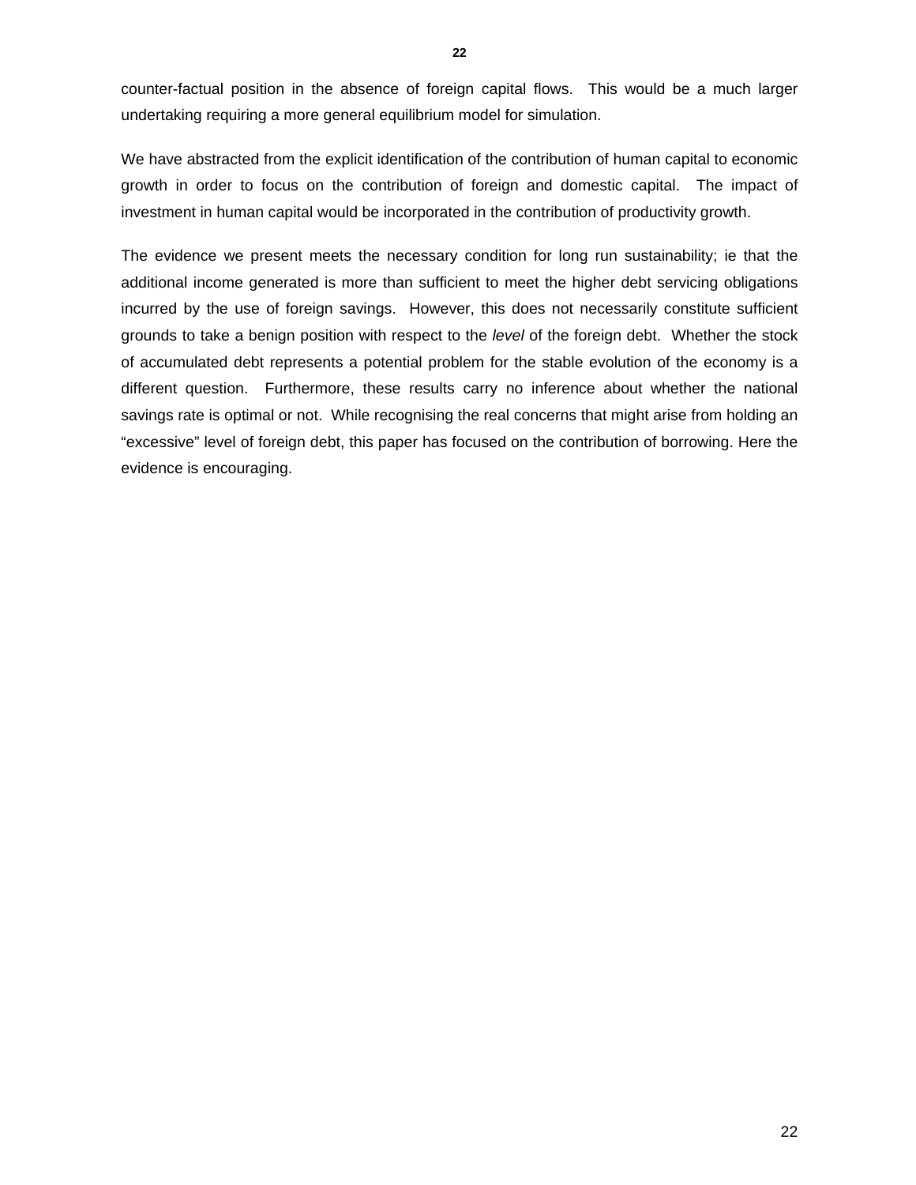counter-factual position in the absence of foreign capital flows. This would be a much larger undertaking requiring a more general equilibrium model for simulation.

We have abstracted from the explicit identification of the contribution of human capital to economic growth in order to focus on the contribution of foreign and domestic capital. The impact of investment in human capital would be incorporated in the contribution of productivity growth.

The evidence we present meets the necessary condition for long run sustainability; ie that the additional income generated is more than sufficient to meet the higher debt servicing obligations incurred by the use of foreign savings. However, this does not necessarily constitute sufficient grounds to take a benign position with respect to the *level* of the foreign debt. Whether the stock of accumulated debt represents a potential problem for the stable evolution of the economy is a different question. Furthermore, these results carry no inference about whether the national savings rate is optimal or not. While recognising the real concerns that might arise from holding an "excessive" level of foreign debt, this paper has focused on the contribution of borrowing. Here the evidence is encouraging.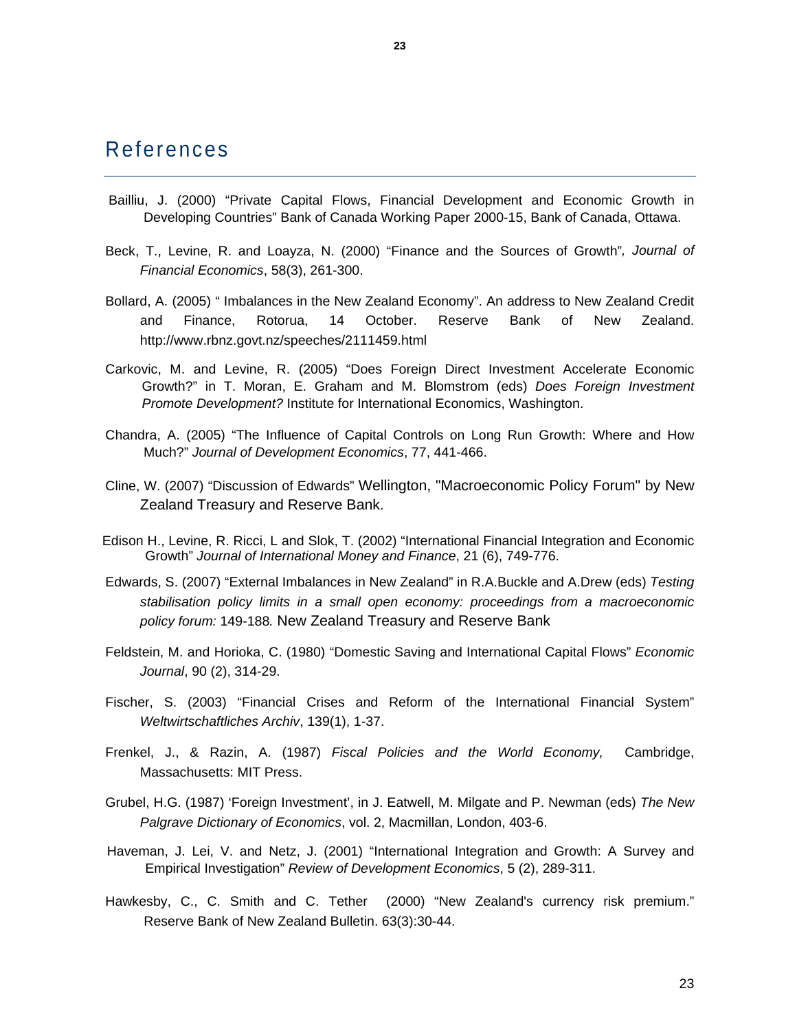# References

Bailliu, J. (2000) "Private Capital Flows, Financial Development and Economic Growth in Developing Countries" Bank of Canada Working Paper 2000-15, Bank of Canada, Ottawa.

Beck, T., Levine, R. and Loayza, N. (2000) "Finance and the Sources of Growth"*, Journal of Financial Economics*, 58(3), 261-300.

Bollard, A. (2005) " Imbalances in the New Zealand Economy". An address to New Zealand Credit and Finance, Rotorua, 14 October. Reserve Bank of New Zealand. http://www.rbnz.govt.nz/speeches/2111459.html

Carkovic, M. and Levine, R. (2005) "Does Foreign Direct Investment Accelerate Economic Growth?" in T. Moran, E. Graham and M. Blomstrom (eds) *Does Foreign Investment Promote Development?* Institute for International Economics, Washington.

Chandra, A. (2005) "The Influence of Capital Controls on Long Run Growth: Where and How Much?" *Journal of Development Economics*, 77, 441-466.

Cline, W. (2007) "Discussion of Edwards" Wellington, "Macroeconomic Policy Forum" by New Zealand Treasury and Reserve Bank.

Edison H., Levine, R. Ricci, L and Slok, T. (2002) "International Financial Integration and Economic Growth" *Journal of International Money and Finance*, 21 (6), 749-776.

Edwards, S. (2007) "External Imbalances in New Zealand" in R.A.Buckle and A.Drew (eds) *Testing stabilisation policy limits in a small open economy: proceedings from a macroeconomic policy forum:* 149-188*.* New Zealand Treasury and Reserve Bank

Feldstein, M. and Horioka, C. (1980) "Domestic Saving and International Capital Flows" *Economic Journal*, 90 (2), 314-29.

Fischer, S. (2003) "Financial Crises and Reform of the International Financial System" *Weltwirtschaftliches Archiv*, 139(1), 1-37.

Frenkel, J., & Razin, A. (1987) *Fiscal Policies and the World Economy,* Cambridge, Massachusetts: MIT Press.

Grubel, H.G. (1987) 'Foreign Investment', in J. Eatwell, M. Milgate and P. Newman (eds) *The New Palgrave Dictionary of Economics*, vol. 2, Macmillan, London, 403-6.

Haveman, J. Lei, V. and Netz, J. (2001) "International Integration and Growth: A Survey and Empirical Investigation" *Review of Development Economics*, 5 (2), 289-311.

Hawkesby, C., C. Smith and C. Tether (2000) "New Zealand's currency risk premium." Reserve Bank of New Zealand Bulletin. 63(3):30-44.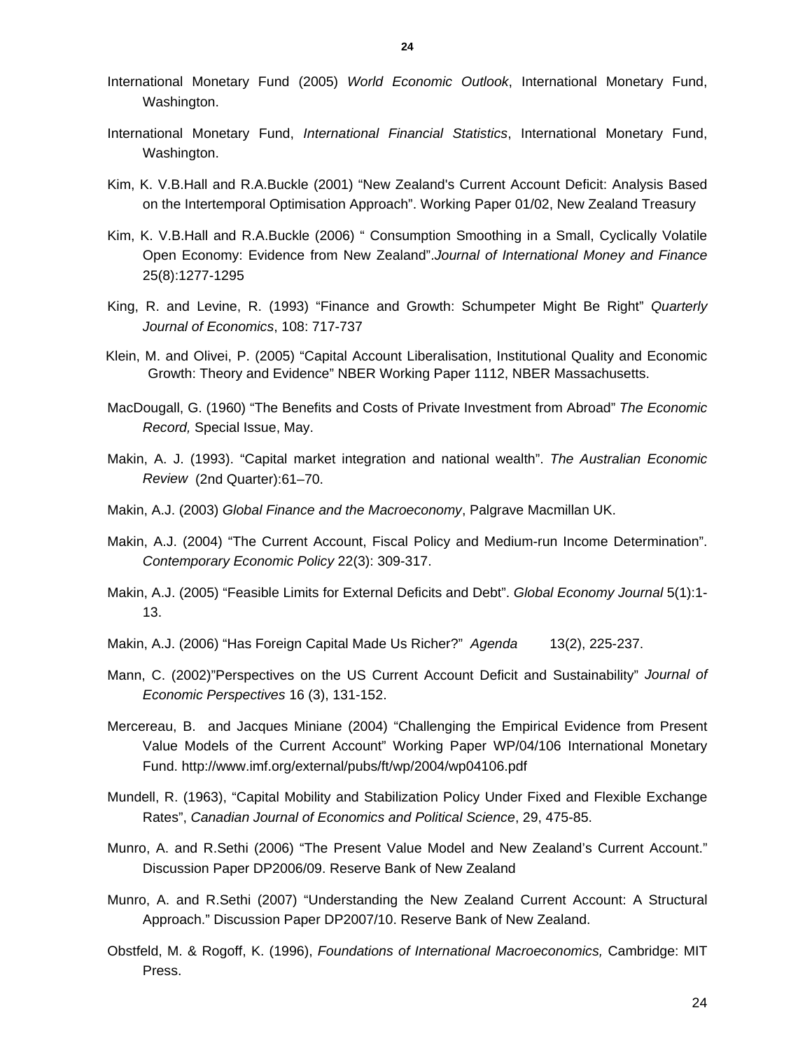International Monetary Fund (2005) *World Economic Outlook*, International Monetary Fund, Washington.

International Monetary Fund, *International Financial Statistics*, International Monetary Fund, Washington.

Kim, K. V.B.Hall and R.A.Buckle (2001) "New Zealand's Current Account Deficit: Analysis Based on the Intertemporal Optimisation Approach". Working Paper 01/02, New Zealand Treasury

Kim, K. V.B.Hall and R.A.Buckle (2006) " Consumption Smoothing in a Small, Cyclically Volatile Open Economy: Evidence from New Zealand".*Journal of International Money and Finance* 25(8):1277-1295

King, R. and Levine, R. (1993) "Finance and Growth: Schumpeter Might Be Right" *Quarterly Journal of Economics*, 108: 717-737

Klein, M. and Olivei, P. (2005) "Capital Account Liberalisation, Institutional Quality and Economic Growth: Theory and Evidence" NBER Working Paper 1112, NBER Massachusetts.

MacDougall, G. (1960) "The Benefits and Costs of Private Investment from Abroad" *The Economic Record,* Special Issue, May.

Makin, A. J. (1993). "Capital market integration and national wealth". *The Australian Economic Review* (2nd Quarter):61–70.

Makin, A.J. (2003) *Global Finance and the Macroeconomy*, Palgrave Macmillan UK.

Makin, A.J. (2004) "The Current Account, Fiscal Policy and Medium-run Income Determination". *Contemporary Economic Policy* 22(3): 309-317.

Makin, A.J. (2005) "Feasible Limits for External Deficits and Debt". *Global Economy Journal* 5(1):1-13.

Makin, A.J. (2006) "Has Foreign Capital Made Us Richer?" *Agenda* 13(2), 225-237.

Mann, C. (2002)"Perspectives on the US Current Account Deficit and Sustainability" *Journal of Economic Perspectives* 16 (3), 131-152.

Mercereau, B. and Jacques Miniane (2004) "Challenging the Empirical Evidence from Present Value Models of the Current Account" Working Paper WP/04/106 International Monetary Fund. http://www.imf.org/external/pubs/ft/wp/2004/wp04106.pdf

Mundell, R. (1963), "Capital Mobility and Stabilization Policy Under Fixed and Flexible Exchange Rates", *Canadian Journal of Economics and Political Science*, 29, 475-85.

Munro, A. and R.Sethi (2006) "The Present Value Model and New Zealand's Current Account." Discussion Paper DP2006/09. Reserve Bank of New Zealand

Munro, A. and R.Sethi (2007) "Understanding the New Zealand Current Account: A Structural Approach." Discussion Paper DP2007/10. Reserve Bank of New Zealand.

Obstfeld, M. & Rogoff, K. (1996), *Foundations of International Macroeconomics,* Cambridge: MIT Press.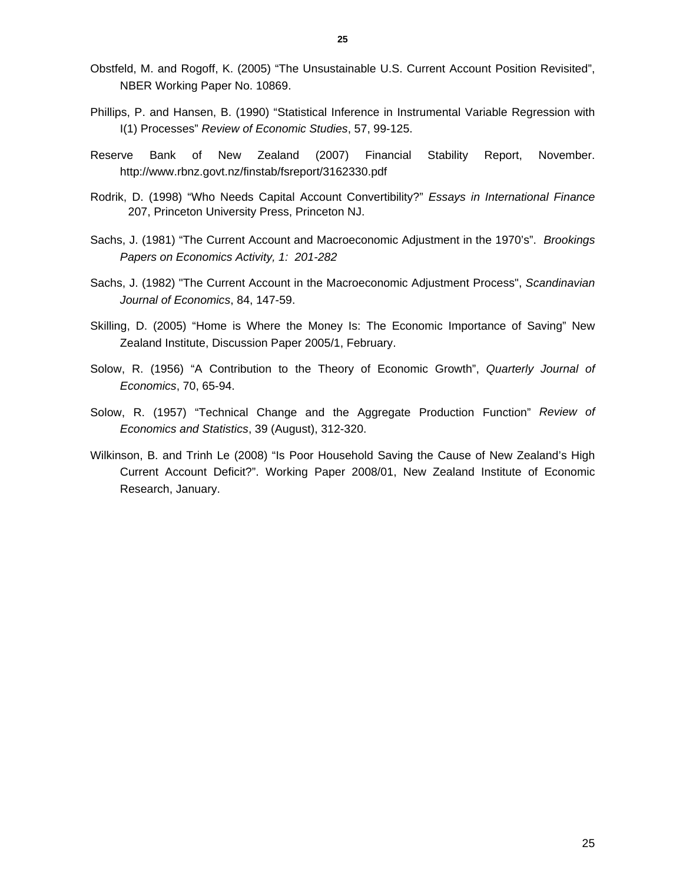Obstfeld, M. and Rogoff, K. (2005) “The Unsustainable U.S. Current Account Position Revisited”, NBER Working Paper No. 10869.

Phillips, P. and Hansen, B. (1990) “Statistical Inference in Instrumental Variable Regression with I(1) Processes” *Review of Economic Studies*, 57, 99-125.

Reserve Bank of New Zealand (2007) Financial Stability Report, November. http://www.rbnz.govt.nz/finstab/fsreport/3162330.pdf

Rodrik, D. (1998) “Who Needs Capital Account Convertibility?” *Essays in International Finance* 207, Princeton University Press, Princeton NJ.

Sachs, J. (1981) “The Current Account and Macroeconomic Adjustment in the 1970’s”. *Brookings Papers on Economics Activity, 1: 201-282*

Sachs, J. (1982) "The Current Account in the Macroeconomic Adjustment Process", *Scandinavian Journal of Economics*, 84, 147-59.

Skilling, D. (2005) “Home is Where the Money Is: The Economic Importance of Saving” New Zealand Institute, Discussion Paper 2005/1, February.

Solow, R. (1956) “A Contribution to the Theory of Economic Growth”, *Quarterly Journal of Economics*, 70, 65-94.

Solow, R. (1957) “Technical Change and the Aggregate Production Function” *Review of Economics and Statistics*, 39 (August), 312-320.

Wilkinson, B. and Trinh Le (2008) “Is Poor Household Saving the Cause of New Zealand’s High Current Account Deficit?”. Working Paper 2008/01, New Zealand Institute of Economic Research, January.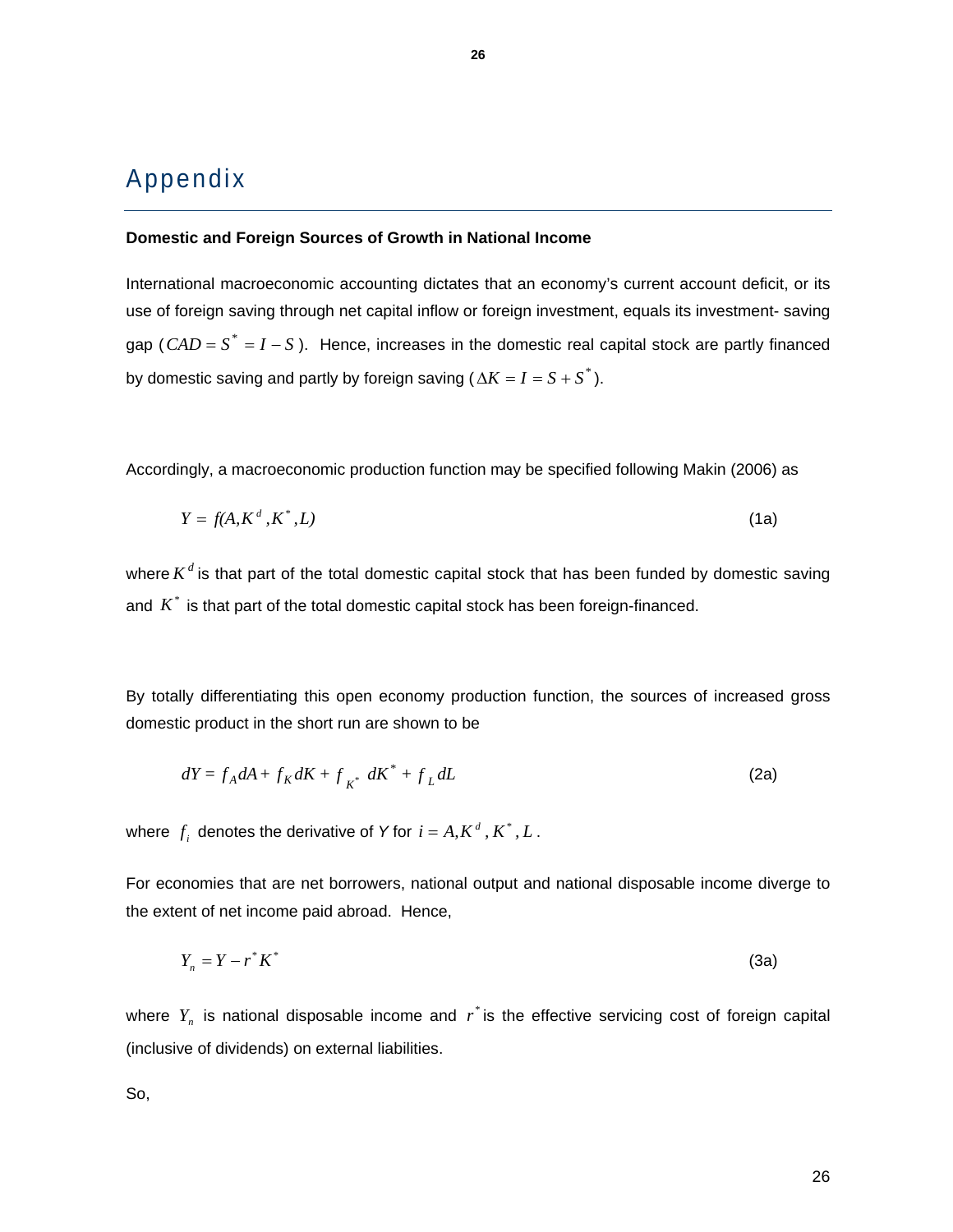# Appendix

**Domestic and Foreign Sources of Growth in National Income**

International macroeconomic accounting dictates that an economy's current account deficit, or its use of foreign saving through net capital inflow or foreign investment, equals its investment- saving gap ($CAD = S^* = I - S$). Hence, increases in the domestic real capital stock are partly financed by domestic saving and partly by foreign saving ($\Delta K = I = S + S^*$).

Accordingly, a macroeconomic production function may be specified following Makin (2006) as

$$Y = f(A, K^d, K^*, L) \tag{1a}$$

where $K^d$ is that part of the total domestic capital stock that has been funded by domestic saving and $K^*$ is that part of the total domestic capital stock has been foreign-financed.

By totally differentiating this open economy production function, the sources of increased gross domestic product in the short run are shown to be

$$dY = f_A dA + f_K dK + f_{K^*} dK^* + f_L dL \tag{2a}$$

where $f_i$ denotes the derivative of *Y* for $i = A, K^d, K^*, L$.

For economies that are net borrowers, national output and national disposable income diverge to the extent of net income paid abroad. Hence,

$$Y_n = Y - r^* K^* \tag{3a}$$

where $Y_n$ is national disposable income and $r^*$ is the effective servicing cost of foreign capital (inclusive of dividends) on external liabilities.

So,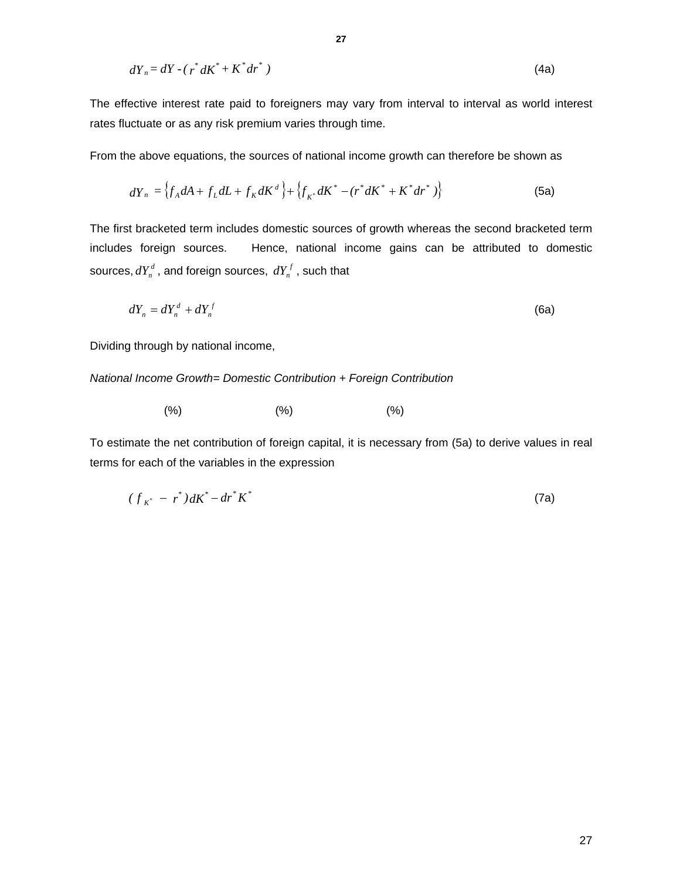$$dY_n = dY - (r^* dK^* + K^* dr^*) \tag{4a}$$

The effective interest rate paid to foreigners may vary from interval to interval as world interest rates fluctuate or as any risk premium varies through time.

From the above equations, the sources of national income growth can therefore be shown as

$$dY_n = \left\{ f_A dA + f_L dL + f_K dK^d \right\} + \left\{ f_{K^*} dK^* - (r^* dK^* + K^* dr^*) \right\} \tag{5a}$$

The first bracketed term includes domestic sources of growth whereas the second bracketed term includes foreign sources. Hence, national income gains can be attributed to domestic sources, $dY_n^d$, and foreign sources, $dY_n^f$, such that

$$dY_n = dY_n^d + dY_n^f \tag{6a}$$

Dividing through by national income,

*National Income Growth= Domestic Contribution + Foreign Contribution*

(%) (%) (%)

To estimate the net contribution of foreign capital, it is necessary from (5a) to derive values in real terms for each of the variables in the expression

$$(f_{K^*} - r^*) dK^* - dr^* K^* \tag{7a}$$